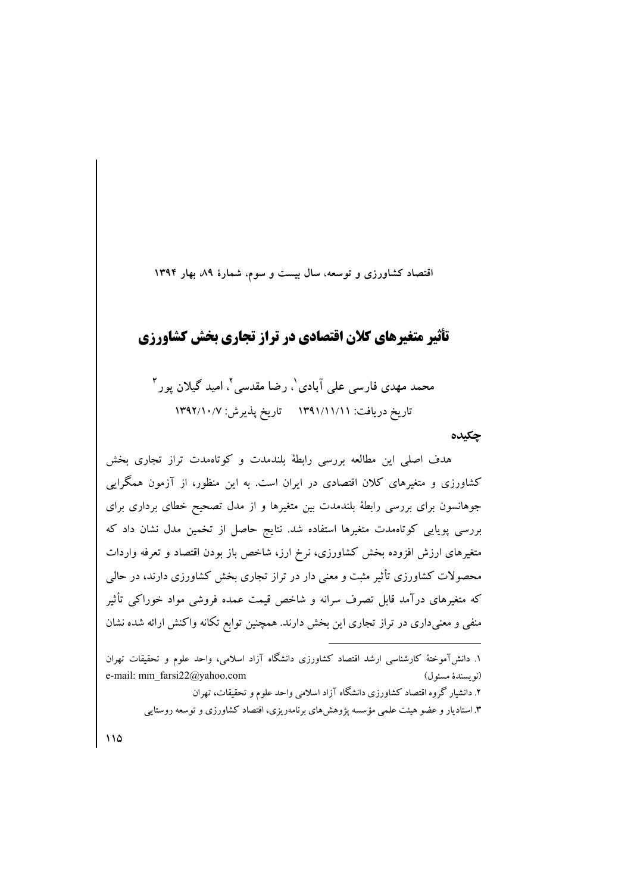# تأثیر متغیرهای کلان اقتصادی در تراز تجاری بخش کشاورزی

محمد مهدی فارسی علی آبادی[1]، رضا مقدسی[2]، امید گیلان پور[3]

تاریخ دریافت: ۱۳۹۱/۱۱/۱۱ تاریخ پذیرش: ۱۳۹۲/۱۰/۷

## چکیده

هدف اصلی این مطالعه بررسی رابطۀ بلندمدت و کوتاه‌مدت تراز تجاری بخش کشاورزی و متغیرهای کلان اقتصادی در ایران است. به این منظور، از آزمون همگرایی جوهانسون برای بررسی رابطۀ بلندمدت بین متغیرها و از مدل تصحیح خطای برداری برای بررسی پویایی کوتاه‌مدت متغیرها استفاده شد. نتایج حاصل از تخمین مدل نشان داد که متغیرهای ارزش افزوده بخش کشاورزی، نرخ ارز، شاخص باز بودن اقتصاد و تعرفه واردات محصولات کشاورزی تأثیر مثبت و معنی دار در تراز تجاری بخش کشاورزی دارند، در حالی که متغیرهای درآمد قابل تصرف سرانه و شاخص قیمت عمده فروشی مواد خوراکی تأثیر منفی و معنی‌داری در تراز تجاری این بخش دارند. همچنین توابع تکانه واکنش ارائه شده نشان

---

۱. دانش‌آموختۀ کارشناسی ارشد اقتصاد کشاورزی دانشگاه آزاد اسلامی، واحد علوم و تحقیقات تهران (نویسندۀ مسئول) e-mail: mm_farsi22@yahoo.com

۲. دانشیار گروه اقتصاد کشاورزی دانشگاه آزاد اسلامی واحد علوم و تحقیقات، تهران

۳. استادیار و عضو هیئت علمی مؤسسه پژوهش‌های برنامه‌ریزی، اقتصاد کشاورزی و توسعه روستایی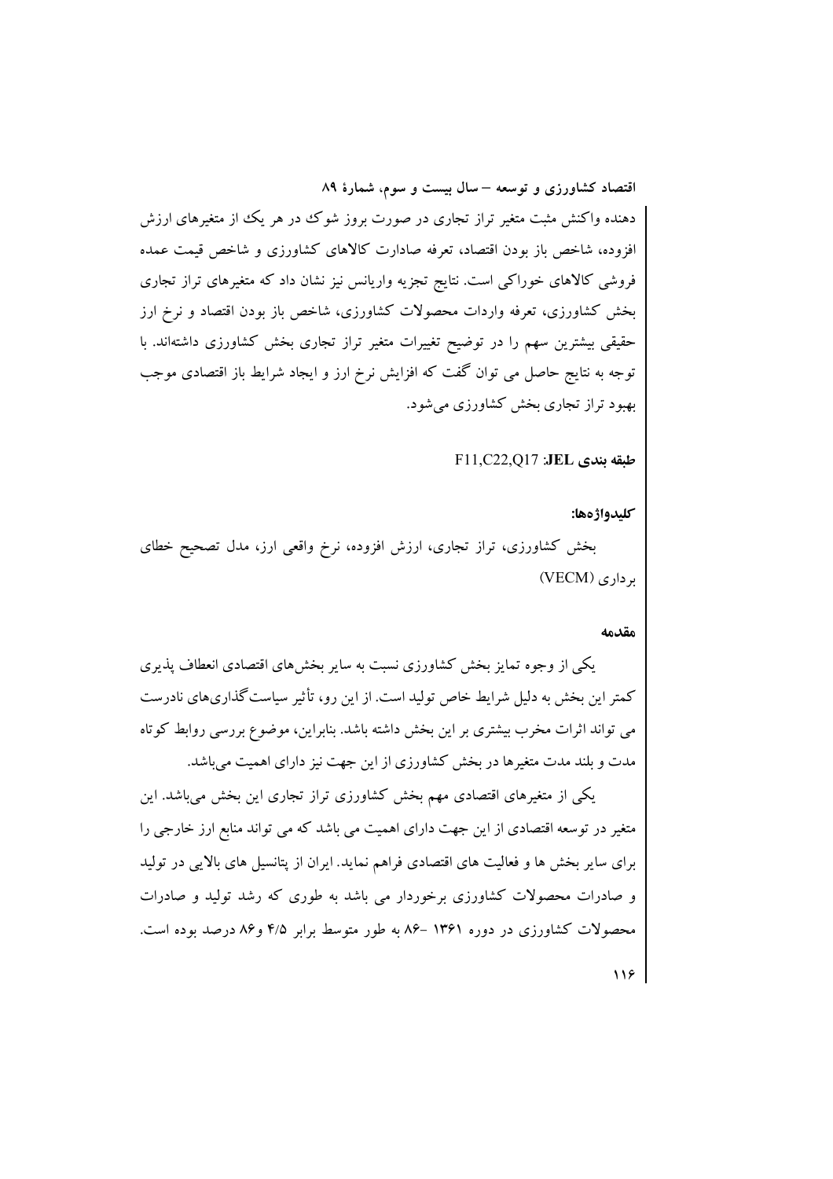دهنده واکنش مثبت متغیر تراز تجاری در صورت بروز شوک در هر یک از متغیرهای ارزش افزوده، شاخص باز بودن اقتصاد، تعرفه صادارت کالاهای کشاورزی و شاخص قیمت عمده فروشی کالاهای خوراکی است. نتایج تجزیه واریانس نیز نشان داد که متغیرهای تراز تجاری بخش کشاورزی، تعرفه واردات محصولات کشاورزی، شاخص باز بودن اقتصاد و نرخ ارز حقیقی بیشترین سهم را در توضیح تغییرات متغیر تراز تجاری بخش کشاورزی داشته‌اند. با توجه به نتایج حاصل می توان گفت که افزایش نرخ ارز و ایجاد شرایط باز اقتصادی موجب بهبود تراز تجاری بخش کشاورزی می‌شود.

**طبقه بندی JEL:** F11,C22,Q17

**کلیدواژه‌ها:**

بخش کشاورزی، تراز تجاری، ارزش افزوده، نرخ واقعی ارز، مدل تصحیح خطای برداری (VECM)

## مقدمه

یکی از وجوه تمایز بخش کشاورزی نسبت به سایر بخش‌های اقتصادی انعطاف پذیری کمتر این بخش به دلیل شرایط خاص تولید است. از این رو، تأثیر سیاست‌گذاری‌های نادرست می تواند اثرات مخرب بیشتری بر این بخش داشته باشد. بنابراین، موضوع بررسی روابط کوتاه مدت و بلند مدت متغیرها در بخش کشاورزی از این جهت نیز دارای اهمیت می‌باشد.

یکی از متغیرهای اقتصادی مهم بخش کشاورزی تراز تجاری این بخش می‌باشد. این متغیر در توسعه اقتصادی از این جهت دارای اهمیت می باشد که می تواند منابع ارز خارجی را برای سایر بخش ها و فعالیت های اقتصادی فراهم نماید. ایران از پتانسیل های بالایی در تولید و صادرات محصولات کشاورزی برخوردار می باشد به طوری که رشد تولید و صادرات محصولات کشاورزی در دوره ۱۳۶۱ -۸۶ به طور متوسط برابر ۴/۵ و۸۶ درصد بوده است.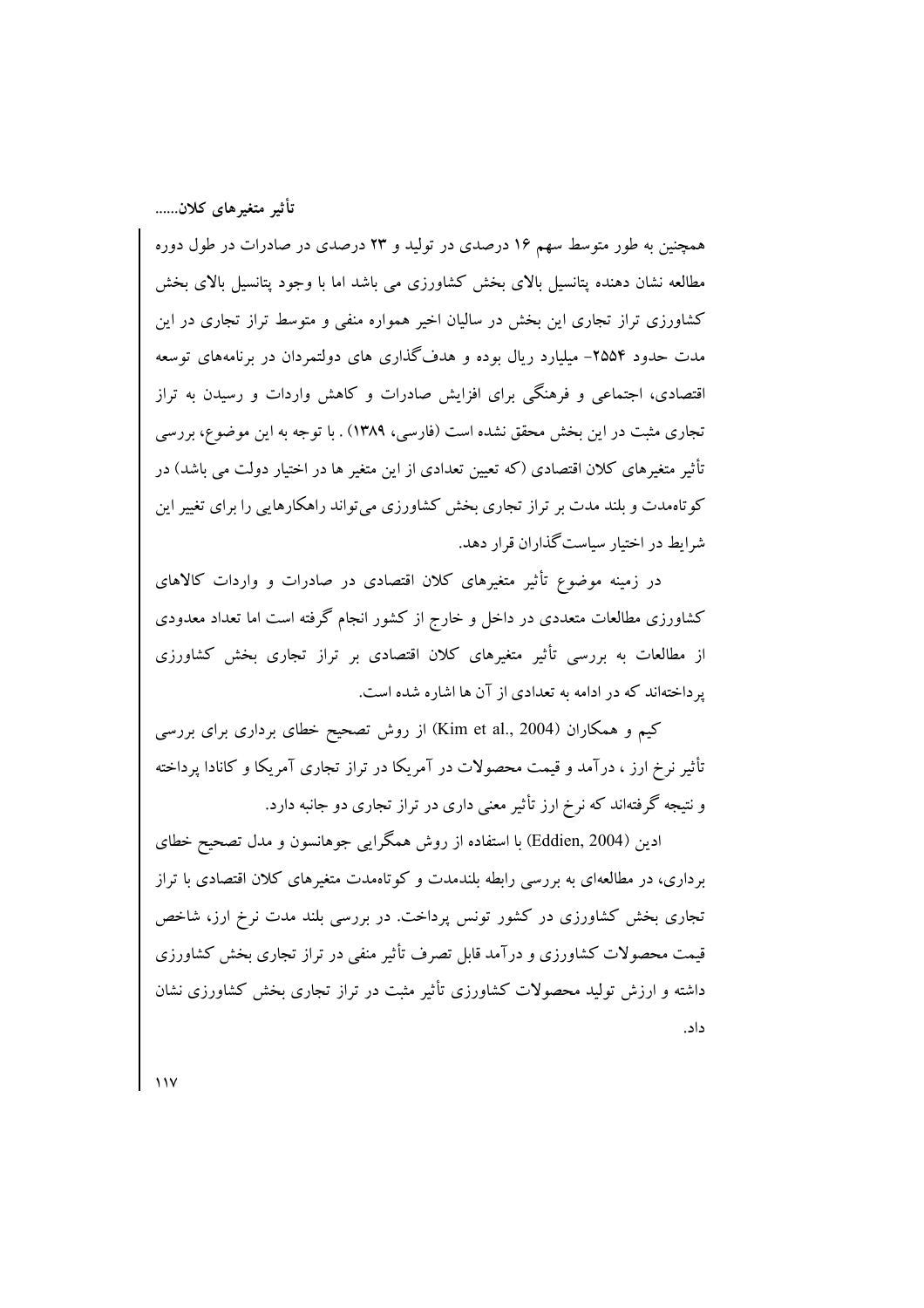همچنین به طور متوسط سهم ۱۶ درصدی در تولید و ۲۳ درصدی در صادرات در طول دوره مطالعه نشان دهنده پتانسیل بالای بخش کشاورزی می باشد اما با وجود پتانسیل بالای بخش کشاورزی تراز تجاری این بخش در سالیان اخیر همواره منفی و متوسط تراز تجاری در این مدت حدود ۲۵۵۴- میلیارد ریال بوده و هدف‌گذاری های دولتمردان در برنامه‌های توسعه اقتصادی، اجتماعی و فرهنگی برای افزایش صادرات و کاهش واردات و رسیدن به تراز تجاری مثبت در این بخش محقق نشده است (فارسی، ۱۳۸۹) . با توجه به این موضوع، بررسی تأثیر متغیرهای کلان اقتصادی (که تعیین تعدادی از این متغیر ها در اختیار دولت می باشد) در کوتاه‌مدت و بلند مدت بر تراز تجاری بخش کشاورزی می‌تواند راهکارهایی را برای تغییر این شرایط در اختیار سیاست‌گذاران قرار دهد.

در زمینه موضوع تأثیر متغیرهای کلان اقتصادی در صادرات و واردات کالاهای کشاورزی مطالعات متعددی در داخل و خارج از کشور انجام گرفته است اما تعداد معدودی از مطالعات به بررسی تأثیر متغیرهای کلان اقتصادی بر تراز تجاری بخش کشاورزی پرداخته‌اند که در ادامه به تعدادی از آن ها اشاره شده است.

کیم و همکاران (Kim et al., 2004) از روش تصحیح خطای برداری برای بررسی تأثیر نرخ ارز ، درآمد و قیمت محصولات در آمریکا در تراز تجاری آمریکا و کانادا پرداخته و نتیجه گرفته‌اند که نرخ ارز تأثیر معنی داری در تراز تجاری دو جانبه دارد.

ادین (Eddien, 2004) با استفاده از روش همگرایی جوهانسون و مدل تصحیح خطای برداری، در مطالعه‌ای به بررسی رابطه بلندمدت و کوتاه‌مدت متغیرهای کلان اقتصادی با تراز تجاری بخش کشاورزی در کشور تونس پرداخت. در بررسی بلند مدت نرخ ارز، شاخص قیمت محصولات کشاورزی و درآمد قابل تصرف تأثیر منفی در تراز تجاری بخش کشاورزی داشته و ارزش تولید محصولات کشاورزی تأثیر مثبت در تراز تجاری بخش کشاورزی نشان داد.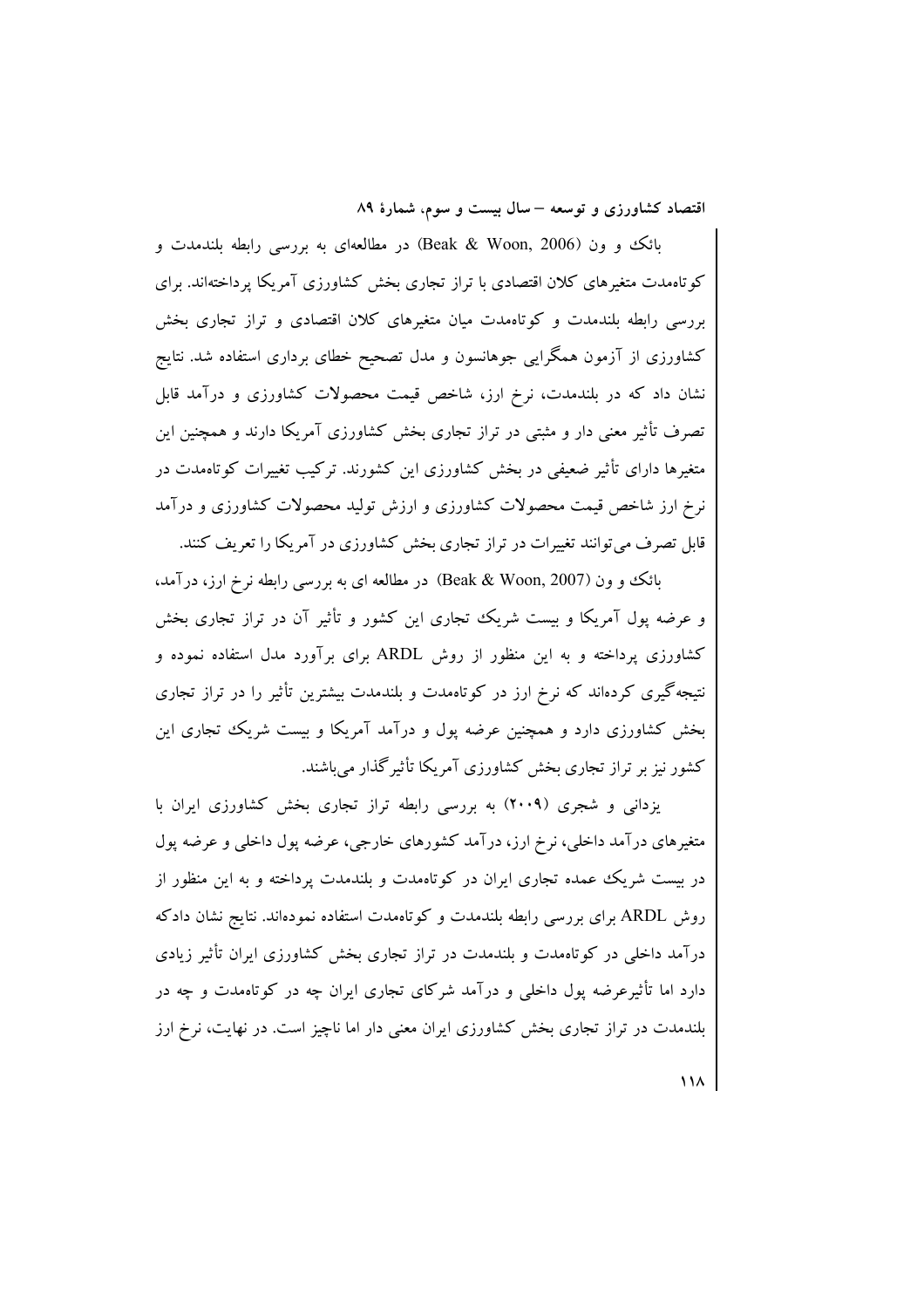بائک و ون (Beak & Woon, 2006) در مطالعه‌ای به بررسی رابطه بلندمدت و کوتاه‌مدت متغیرهای کلان اقتصادی با تراز تجاری بخش کشاورزی آمریکا پرداخته‌اند. برای بررسی رابطه بلندمدت و کوتاه‌مدت میان متغیرهای کلان اقتصادی و تراز تجاری بخش کشاورزی از آزمون همگرایی جوهانسون و مدل تصحیح خطای برداری استفاده شد. نتایج نشان داد که در بلندمدت، نرخ ارز، شاخص قیمت محصولات کشاورزی و درآمد قابل تصرف تأثیر معنی دار و مثبتی در تراز تجاری بخش کشاورزی آمریکا دارند و همچنین این متغیرها دارای تأثیر ضعیفی در بخش کشاورزی این کشورند. ترکیب تغییرات کوتاه‌مدت در نرخ ارز شاخص قیمت محصولات کشاورزی و ارزش تولید محصولات کشاورزی و درآمد قابل تصرف می‌توانند تغییرات در تراز تجاری بخش کشاورزی در آمریکا را تعریف کنند.

بائک و ون (Beak & Woon, 2007) در مطالعه ای به بررسی رابطه نرخ ارز، درآمد، و عرضه پول آمریکا و بیست شریک تجاری این کشور و تأثیر آن در تراز تجاری بخش کشاورزی پرداخته و به این منظور از روش ARDL برای برآورد مدل استفاده نموده و نتیجه‌گیری کرده‌اند که نرخ ارز در کوتاه‌مدت و بلندمدت بیشترین تأثیر را در تراز تجاری بخش کشاورزی دارد و همچنین عرضه پول و درآمد آمریکا و بیست شریک تجاری این کشور نیز بر تراز تجاری بخش کشاورزی آمریکا تأثیرگذار می‌باشند.

یزدانی و شجری (۲۰۰۹) به بررسی رابطه تراز تجاری بخش کشاورزی ایران با متغیرهای درآمد داخلی، نرخ ارز، درآمد کشورهای خارجی، عرضه پول داخلی و عرضه پول در بیست شریک عمده تجاری ایران در کوتاه‌مدت و بلندمدت پرداخته و به این منظور از روش ARDL برای بررسی رابطه بلندمدت و کوتاه‌مدت استفاده نموده‌اند. نتایج نشان دادکه درآمد داخلی در کوتاه‌مدت و بلندمدت در تراز تجاری بخش کشاورزی ایران تأثیر زیادی دارد اما تأثیرعرضه پول داخلی و درآمد شرکای تجاری ایران چه در کوتاه‌مدت و چه در بلندمدت در تراز تجاری بخش کشاورزی ایران معنی دار اما ناچیز است. در نهایت، نرخ ارز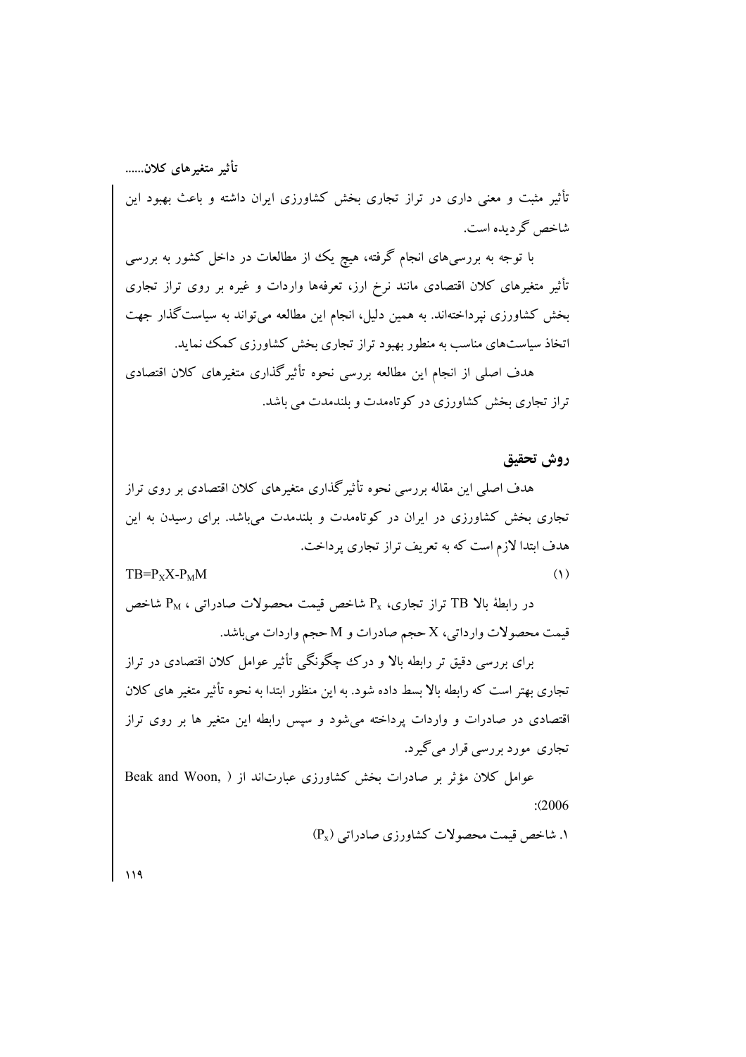تأثیر مثبت و معنی داری در تراز تجاری بخش کشاورزی ایران داشته و باعث بهبود این شاخص گردیده است.

با توجه به بررسی‌های انجام گرفته، هیچ یک از مطالعات در داخل کشور به بررسی تأثیر متغیرهای کلان اقتصادی مانند نرخ ارز، تعرفه‌ها واردات و غیره بر روی تراز تجاری بخش کشاورزی نپرداخته‌اند. به همین دلیل، انجام این مطالعه می‌تواند به سیاست‌گذار جهت اتخاذ سیاست‌های مناسب به منظور بهبود تراز تجاری بخش کشاورزی کمک نماید.

هدف اصلی از انجام این مطالعه بررسی نحوه تأثیرگذاری متغیرهای کلان اقتصادی تراز تجاری بخش کشاورزی در کوتاه‌مدت و بلندمدت می باشد.

## روش تحقیق

هدف اصلی این مقاله بررسی نحوه تأثیرگذاری متغیرهای کلان اقتصادی بر روی تراز تجاری بخش کشاورزی در ایران در کوتاه‌مدت و بلندمدت می‌باشد. برای رسیدن به این هدف ابتدا لازم است که به تعریف تراز تجاری پرداخت.

$$TB = P_X X - P_M M \qquad (1)$$

در رابطهٔ بالا TB تراز تجاری، $P_x$ شاخص قیمت محصولات صادراتی ، $P_M$ شاخص قیمت محصولات وارداتی، X حجم صادرات و M حجم واردات می‌باشد.

برای بررسی دقیق تر رابطه بالا و درک چگونگی تأثیر عوامل کلان اقتصادی در تراز تجاری بهتر است که رابطه بالا بسط داده شود. به این منظور ابتدا به نحوه تأثیر متغیر های کلان اقتصادی در صادرات و واردات پرداخته می‌شود و سپس رابطه این متغیر ها بر روی تراز تجاری مورد بررسی قرار می گیرد.

عوامل کلان مؤثر بر صادرات بخش کشاورزی عبارت‌اند از (Beak and Woon, 2006):

۱. شاخص قیمت محصولات کشاورزی صادراتی ($P_x$)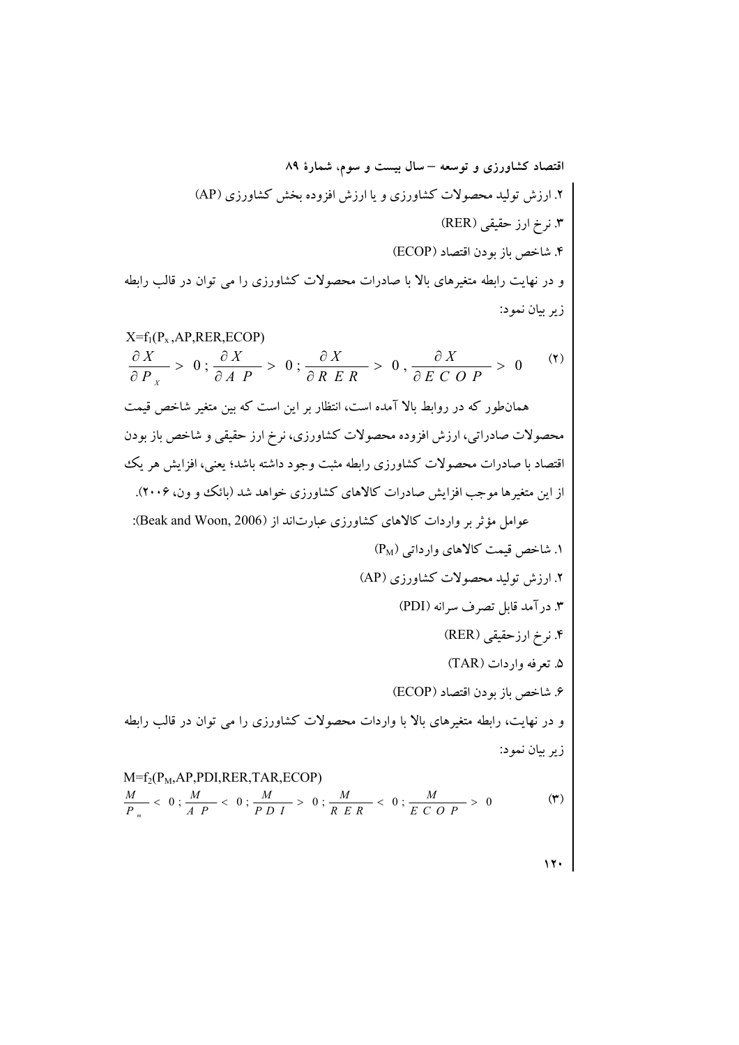۲. ارزش تولید محصولات کشاورزی و یا ارزش افزوده بخش کشاورزی (AP)

۳. نرخ ارز حقیقی (RER)

۴. شاخص باز بودن اقتصاد (ECOP)

و در نهایت رابطه متغیرهای بالا با صادرات محصولات کشاورزی را می توان در قالب رابطه زیر بیان نمود:

$$X=f_1(P_x,AP,RER,ECOP)$$

$$\frac{\partial X}{\partial P_x} > 0 ; \frac{\partial X}{\partial AP} > 0 ; \frac{\partial X}{\partial RER} > 0 , \frac{\partial X}{\partial ECOP} > 0 \qquad (۲)$$

همان‌طور که در روابط بالا آمده است، انتظار بر این است که بین متغیر شاخص قیمت محصولات صادراتی، ارزش افزوده محصولات کشاورزی، نرخ ارز حقیقی و شاخص باز بودن اقتصاد با صادرات محصولات کشاورزی رابطه مثبت وجود داشته باشد؛ یعنی، افزایش هر یک از این متغیرها موجب افزایش صادرات کالاهای کشاورزی خواهد شد (بائک و ون، ۲۰۰۶).

عوامل مؤثر بر واردات کالاهای کشاورزی عبارت‌اند از (Beak and Woon, 2006):

۱. شاخص قیمت کالاهای وارداتی ($P_M$)

۲. ارزش تولید محصولات کشاورزی (AP)

۳. درآمد قابل تصرف سرانه (PDI)

۴. نرخ ارزحقیقی (RER)

۵. تعرفه واردات (TAR)

۶. شاخص باز بودن اقتصاد (ECOP)

و در نهایت، رابطه متغیرهای بالا با واردات محصولات کشاورزی را می توان در قالب رابطه زیر بیان نمود:

$$M=f_2(P_M,AP,PDI,RER,TAR,ECOP)$$

$$\frac{M}{P_m} < 0 ; \frac{M}{AP} < 0 ; \frac{M}{PDI} > 0 ; \frac{M}{RER} < 0 ; \frac{M}{ECOP} > 0 \qquad (۳)$$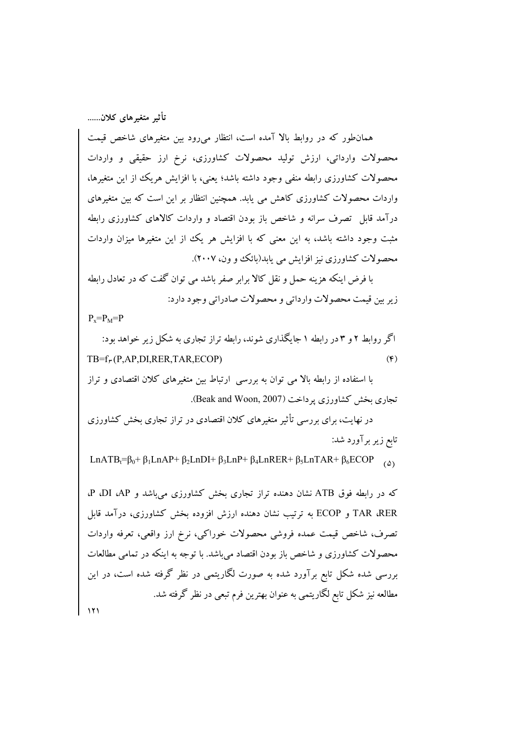همان‌طور که در روابط بالا آمده است، انتظار می‌رود بین متغیرهای شاخص قیمت محصولات وارداتی، ارزش تولید محصولات کشاورزی، نرخ ارز حقیقی و واردات محصولات کشاورزی رابطه منفی وجود داشته باشد؛ یعنی، با افزایش هریک از این متغیرها، واردات محصولات کشاورزی کاهش می یابد. همچنین انتظار بر این است که بین متغیرهای درآمد قابل تصرف سرانه و شاخص باز بودن اقتصاد و واردات کالاهای کشاورزی رابطه مثبت وجود داشته باشد، به این معنی که با افزایش هر یک از این متغیرها میزان واردات محصولات کشاورزی نیز افزایش می یابد(بائک و ون، ۲۰۰۷).

با فرض اینکه هزینه حمل و نقل کالا برابر صفر باشد می توان گفت که در تعادل رابطه زیر بین قیمت محصولات وارداتی و محصولات صادراتی وجود دارد:

$$P_x=P_M=P$$

اگر روابط ۲ و ۳ در رابطه ۱ جایگذاری شوند، رابطه تراز تجاری به شکل زیر خواهد بود:

$$TB=f_{3}(P,AP,DI,RER,TAR,ECOP) \qquad (۴)$$

با استفاده از رابطه بالا می توان به بررسی ارتباط بین متغیرهای کلان اقتصادی و تراز تجاری بخش کشاورزی پرداخت (Beak and Woon, 2007).

در نهایت، برای بررسی تأثیر متغیرهای کلان اقتصادی در تراز تجاری بخش کشاورزی تابع زیر برآورد شد:

$$LnATB_t=\beta_0+\beta_1LnAP+\beta_2LnDI+\beta_3LnP+\beta_4LnRER+\beta_5LnTAR+\beta_6ECOP \qquad (۵)$$

که در رابطه فوق ATB نشان دهنده تراز تجاری بخش کشاورزی می‌باشد و AP، DI، P، RER، TAR و ECOP به ترتیب نشان دهنده ارزش افزوده بخش کشاورزی، درآمد قابل تصرف، شاخص قیمت عمده فروشی محصولات خوراکی، نرخ ارز واقعی، تعرفه واردات محصولات کشاورزی و شاخص باز بودن اقتصاد می‌باشد. با توجه به اینکه در تمامی مطالعات بررسی شده شکل تابع برآورد شده به صورت لگاریتمی در نظر گرفته شده است، در این مطالعه نیز شکل تابع لگاریتمی به عنوان بهترین فرم تبعی در نظر گرفته شد.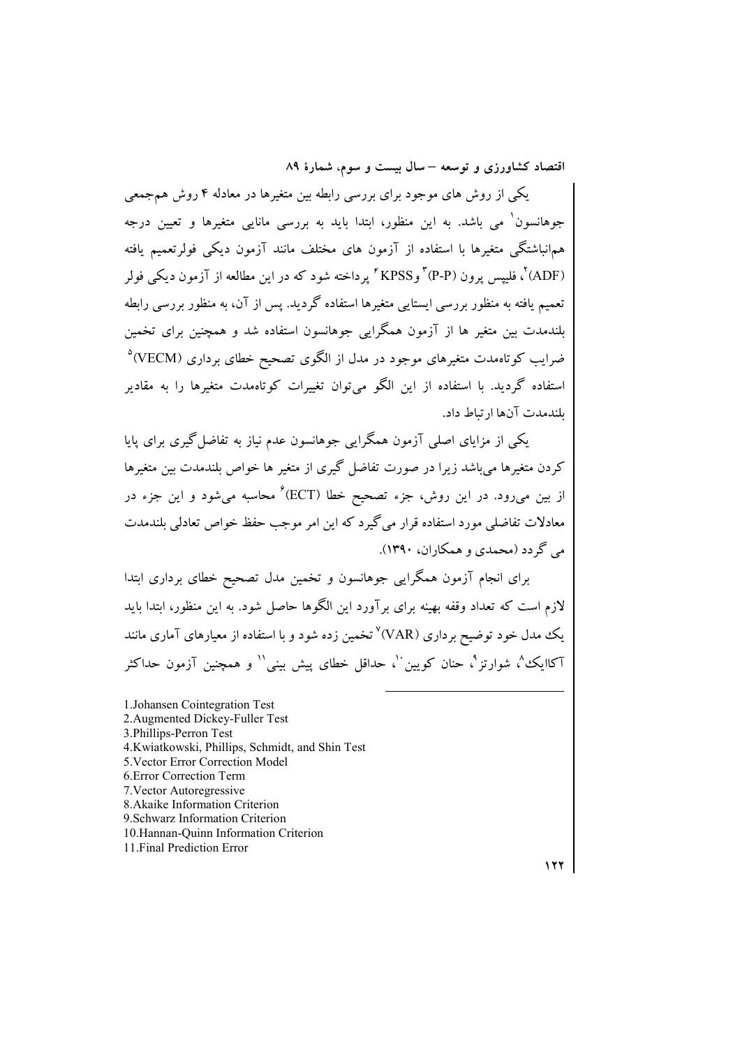یکی از روش های موجود برای بررسی رابطه بین متغیرها در معادله ۴ روش هم‌جمعی جوهانسون[1] می باشد. به این منظور، ابتدا باید به بررسی مانایی متغیرها و تعیین درجه هم‌انباشتگی متغیرها با استفاده از آزمون های مختلف مانند آزمون دیکی فولرتعمیم یافته (ADF)[2]، فلیپس پرون (P-P)[3] وKPSS[4] پرداخته شود که در این مطالعه از آزمون دیکی فولر تعمیم یافته به منظور بررسی ایستایی متغیرها استفاده گردید. پس از آن، به منظور بررسی رابطه بلندمدت بین متغیر ها از آزمون همگرایی جوهانسون استفاده شد و همچنین برای تخمین ضرایب کوتاه‌مدت متغیرهای موجود در مدل از الگوی تصحیح خطای برداری (VECM)[5] استفاده گردید. با استفاده از این الگو می‌توان تغییرات کوتاه‌مدت متغیرها را به مقادیر بلندمدت آن‌ها ارتباط داد.

یکی از مزایای اصلی آزمون همگرایی جوهانسون عدم نیاز به تفاضل‌گیری برای پایا کردن متغیرها می‌باشد زیرا در صورت تفاضل گیری از متغیر ها خواص بلندمدت بین متغیرها از بین می‌رود. در این روش، جزء تصحیح خطا (ECT)[6] محاسبه می‌شود و این جزء در معادلات تفاضلی مورد استفاده قرار می‌گیرد که این امر موجب حفظ خواص تعادلی بلندمدت می گردد (محمدی و همکاران، ۱۳۹۰).

برای انجام آزمون همگرایی جوهانسون و تخمین مدل تصحیح خطای برداری ابتدا لازم است که تعداد وقفه بهینه برای برآورد این الگوها حاصل شود. به این منظور، ابتدا باید یک مدل خود توضیح برداری (VAR)[7] تخمین زده شود و با استفاده از معیارهای آماری مانند آکاایک[8]، شوارتز[9]، حنان کویین[10]، حداقل خطای پیش بینی[11] و همچنین آزمون حداکثر

---

1.Johansen Cointegration Test
2.Augmented Dickey-Fuller Test
3.Phillips-Perron Test
4.Kwiatkowski, Phillips, Schmidt, and Shin Test
5.Vector Error Correction Model
6.Error Correction Term
7.Vector Autoregressive
8.Akaike Information Criterion
9.Schwarz Information Criterion
10.Hannan-Quinn Information Criterion
11.Final Prediction Error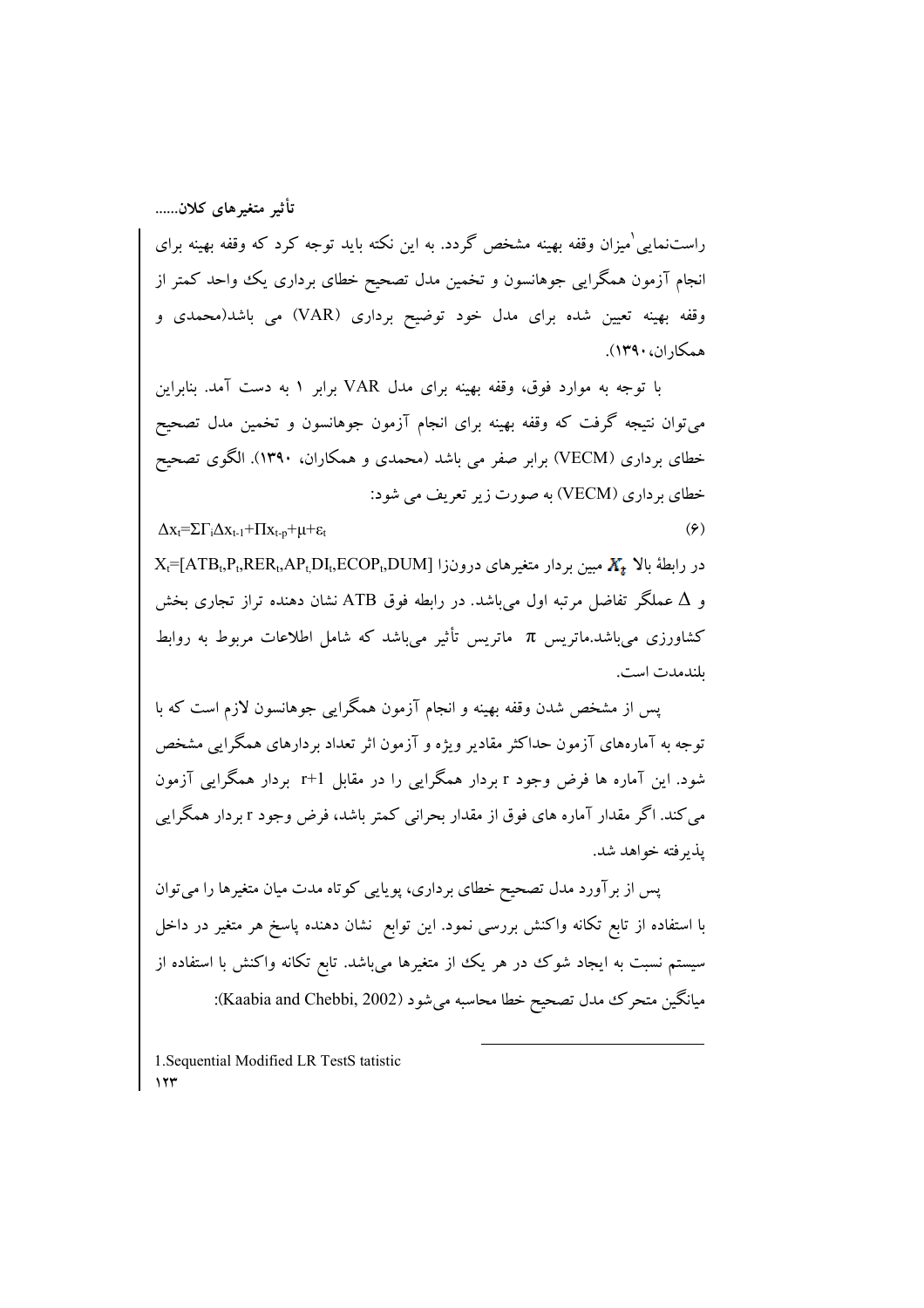راست‌نمایی[1] میزان وقفه بهینه مشخص گردد. به این نکته باید توجه کرد که وقفه بهینه برای انجام آزمون همگرایی جوهانسون و تخمین مدل تصحیح خطای برداری یک واحد کمتر از وقفه بهینه تعیین شده برای مدل خود توضیح برداری (VAR) می باشد(محمدی و همکاران،۱۳۹۰).

با توجه به موارد فوق، وقفه بهینه برای مدل VAR برابر ۱ به دست آمد. بنابراین می‌توان نتیجه گرفت که وقفه بهینه برای انجام آزمون جوهانسون و تخمین مدل تصحیح خطای برداری (VECM) برابر صفر می باشد (محمدی و همکاران، ۱۳۹۰). الگوی تصحیح خطای برداری (VECM) به صورت زیر تعریف می شود:

$$\Delta x_t=\Sigma\Gamma_i\Delta x_{t-1}+\Pi x_{t-p}+\mu+\varepsilon_t \qquad (۶)$$

در رابطهٔ بالا $X_t$ مبین بردار متغیرهای درونزا $X_t=[ATB_t,P_t,RER_t,AP_t,DI_t,ECOP_t,DUM]$ و $\Delta$ عملگر تفاضل مرتبه اول می‌باشد. در رابطه فوق ATB نشان دهنده تراز تجاری بخش کشاورزی می‌باشد.ماتریس $\pi$ ماتریس تأثیر می‌باشد که شامل اطلاعات مربوط به روابط بلندمدت است.

پس از مشخص شدن وقفه بهینه و انجام آزمون همگرایی جوهانسون لازم است که با توجه به آماره‌های آزمون حداکثر مقادیر ویژه و آزمون اثر تعداد بردارهای همگرایی مشخص شود. این آماره ها فرض وجود r بردار همگرایی را در مقابل r+1 بردار همگرایی آزمون می‌کند. اگر مقدار آماره های فوق از مقدار بحرانی کمتر باشد، فرض وجود r بردار همگرایی پذیرفته خواهد شد.

پس از برآورد مدل تصحیح خطای برداری، پویایی کوتاه مدت میان متغیرها را می‌توان با استفاده از تابع تکانه واکنش بررسی نمود. این توابع نشان دهنده پاسخ هر متغیر در داخل سیستم نسبت به ایجاد شوک در هر یک از متغیرها می‌باشد. تابع تکانه واکنش با استفاده از میانگین متحرک مدل تصحیح خطا محاسبه می‌شود (Kaabia and Chebbi, 2002):

---

1.Sequential Modified LR TestS tatistic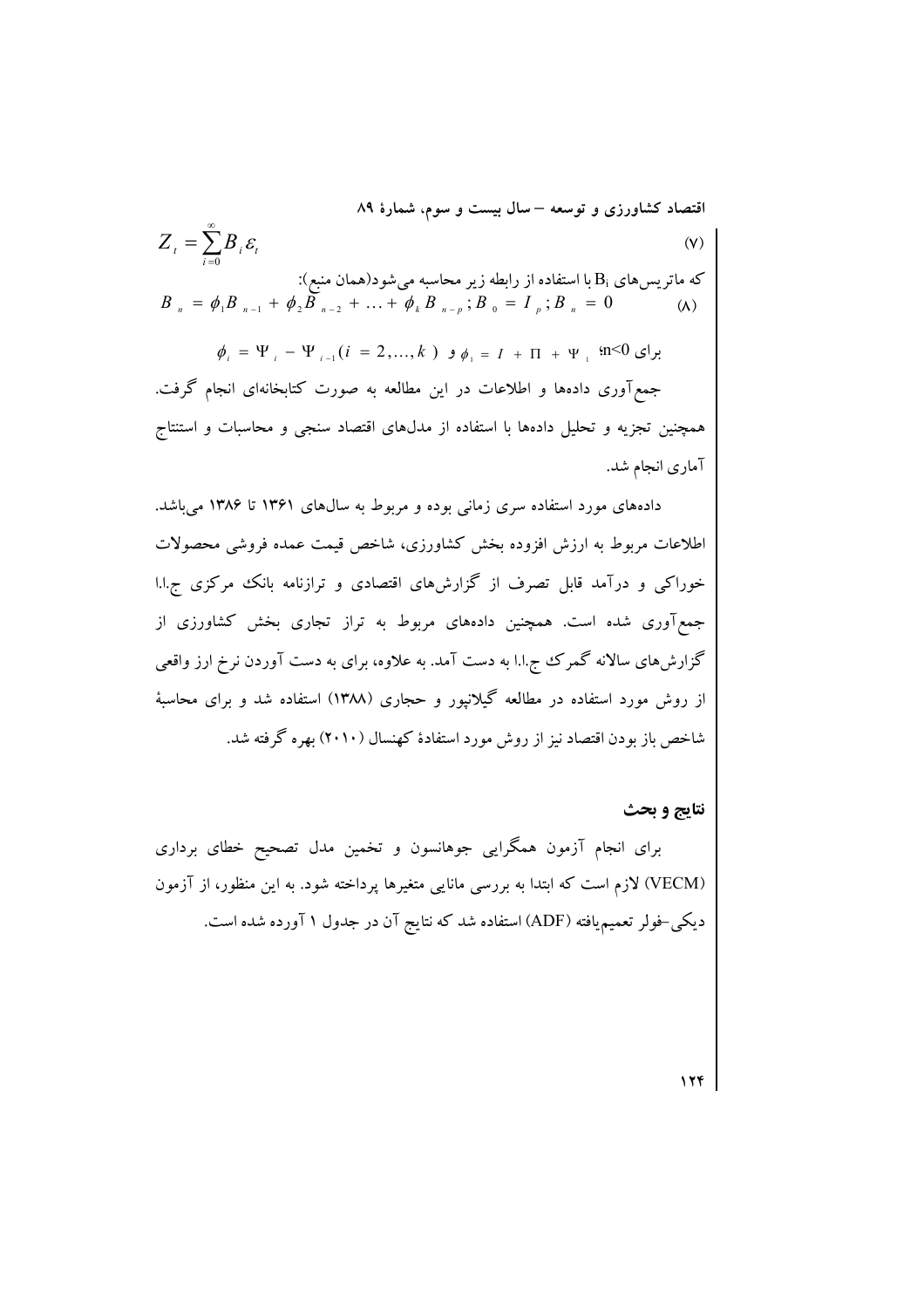$$Z_t = \sum_{i=0}^{\infty} B_i \varepsilon_t \tag{۷}$$

که ماتریس‌های $B_i$ با استفاده از رابطه زیر محاسبه می‌شود(همان منبع):

$$B_n = \phi_1 B_{n-1} + \phi_2 B_{n-2} + \ldots + \phi_k B_{n-p} ; B_0 = I_p ; B_n = 0 \tag{۸}$$

برای $n<0$؛ $\phi_1 = I + \Pi + \Psi_1$ و $\phi_i = \Psi_i - \Psi_{i-1} (i = 2,\ldots,k)$

جمع‌آوری داده‌ها و اطلاعات در این مطالعه به صورت کتابخانه‌ای انجام گرفت. همچنین تجزیه و تحلیل داده‌ها با استفاده از مدل‌های اقتصاد سنجی و محاسبات و استنتاج آماری انجام شد.

داده‌های مورد استفاده سری زمانی بوده و مربوط به سال‌های ۱۳۶۱ تا ۱۳۸۶ می‌باشد. اطلاعات مربوط به ارزش افزوده بخش کشاورزی، شاخص قیمت عمده فروشی محصولات خوراکی و درآمد قابل تصرف از گزارش‌های اقتصادی و ترازنامه بانک مرکزی ج.ا.ا جمع‌آوری شده است. همچنین داده‌های مربوط به تراز تجاری بخش کشاورزی از گزارش‌های سالانه گمرک ج.ا.ا به دست آمد. به علاوه، برای به دست آوردن نرخ ارز واقعی از روش مورد استفاده در مطالعه گیلانپور و حجاری (۱۳۸۸) استفاده شد و برای محاسبهٔ شاخص باز بودن اقتصاد نیز از روش مورد استفادهٔ کهنسال (۲۰۱۰) بهره گرفته شد.

## نتایج و بحث

برای انجام آزمون همگرایی جوهانسون و تخمین مدل تصحیح خطای برداری (VECM) لازم است که ابتدا به بررسی مانایی متغیرها پرداخته شود. به این منظور، از آزمون دیکی-فولر تعمیم‌یافته (ADF) استفاده شد که نتایج آن در جدول ۱ آورده شده است.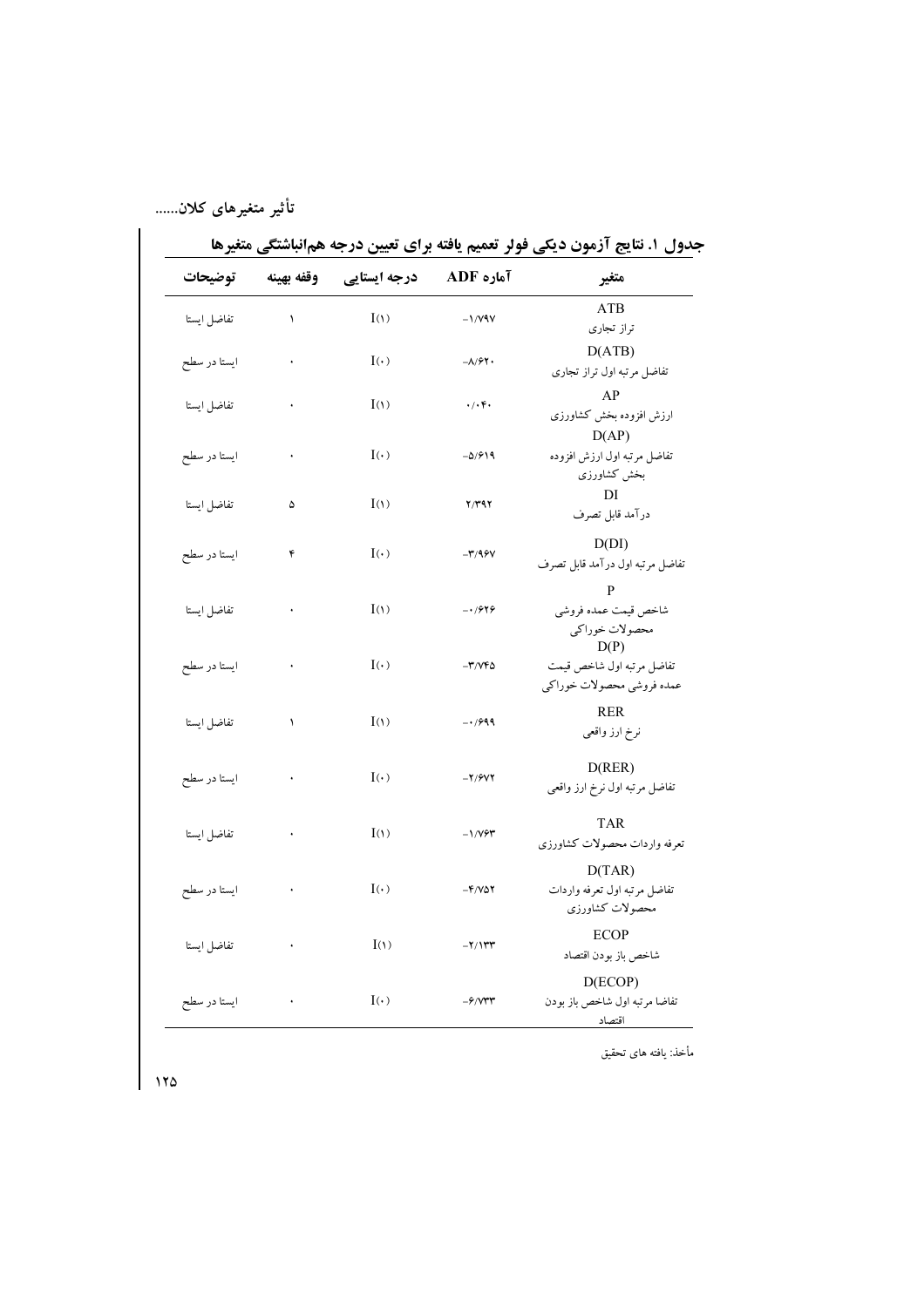**جدول ۱. نتایج آزمون دیکی فولر تعمیم یافته برای تعیین درجه هم‌انباشتگی متغیرها**

| متغیر | آماره ADF | درجه ایستایی | وقفه بهینه | توضیحات |
|---|---|---|---|---|
| ATB<br>تراز تجاری | -۱/۷۹۷ | I(۱) | ۱ | تفاضل ایستا |
| D(ATB)<br>تفاضل مرتبه اول تراز تجاری | -۸/۶۲۰ | I(۰) | ۰ | ایستا در سطح |
| AP<br>ارزش افزوده بخش کشاورزی | ۰/۰۴۰ | I(۱) | ۰ | تفاضل ایستا |
| D(AP)<br>تفاضل مرتبه اول ارزش افزوده بخش کشاورزی | -۵/۶۱۹ | I(۰) | ۰ | ایستا در سطح |
| DI<br>درآمد قابل تصرف | ۲/۳۹۲ | I(۱) | ۵ | تفاضل ایستا |
| D(DI)<br>تفاضل مرتبه اول درآمد قابل تصرف | -۳/۹۶۷ | I(۰) | ۴ | ایستا در سطح |
| P<br>شاخص قیمت عمده فروشی محصولات خوراکی | -۰/۶۲۶ | I(۱) | ۰ | تفاضل ایستا |
| D(P)<br>تفاضل مرتبه اول شاخص قیمت عمده فروشی محصولات خوراکی | -۳/۷۴۵ | I(۰) | ۰ | ایستا در سطح |
| RER<br>نرخ ارز واقعی | -۰/۶۹۹ | I(۱) | ۱ | تفاضل ایستا |
| D(RER)<br>تفاضل مرتبه اول نرخ ارز واقعی | -۲/۶۷۲ | I(۰) | ۰ | ایستا در سطح |
| TAR<br>تعرفه واردات محصولات کشاورزی | -۱/۷۶۳ | I(۱) | ۰ | تفاضل ایستا |
| D(TAR)<br>تفاضل مرتبه اول تعرفه واردات محصولات کشاورزی | -۴/۷۵۲ | I(۰) | ۰ | ایستا در سطح |
| ECOP<br>شاخص باز بودن اقتصاد | -۲/۱۳۳ | I(۱) | ۰ | تفاضل ایستا |
| D(ECOP)<br>تفاضا مرتبه اول شاخص باز بودن اقتصاد | -۶/۷۳۳ | I(۰) | ۰ | ایستا در سطح |

مأخذ: یافته های تحقیق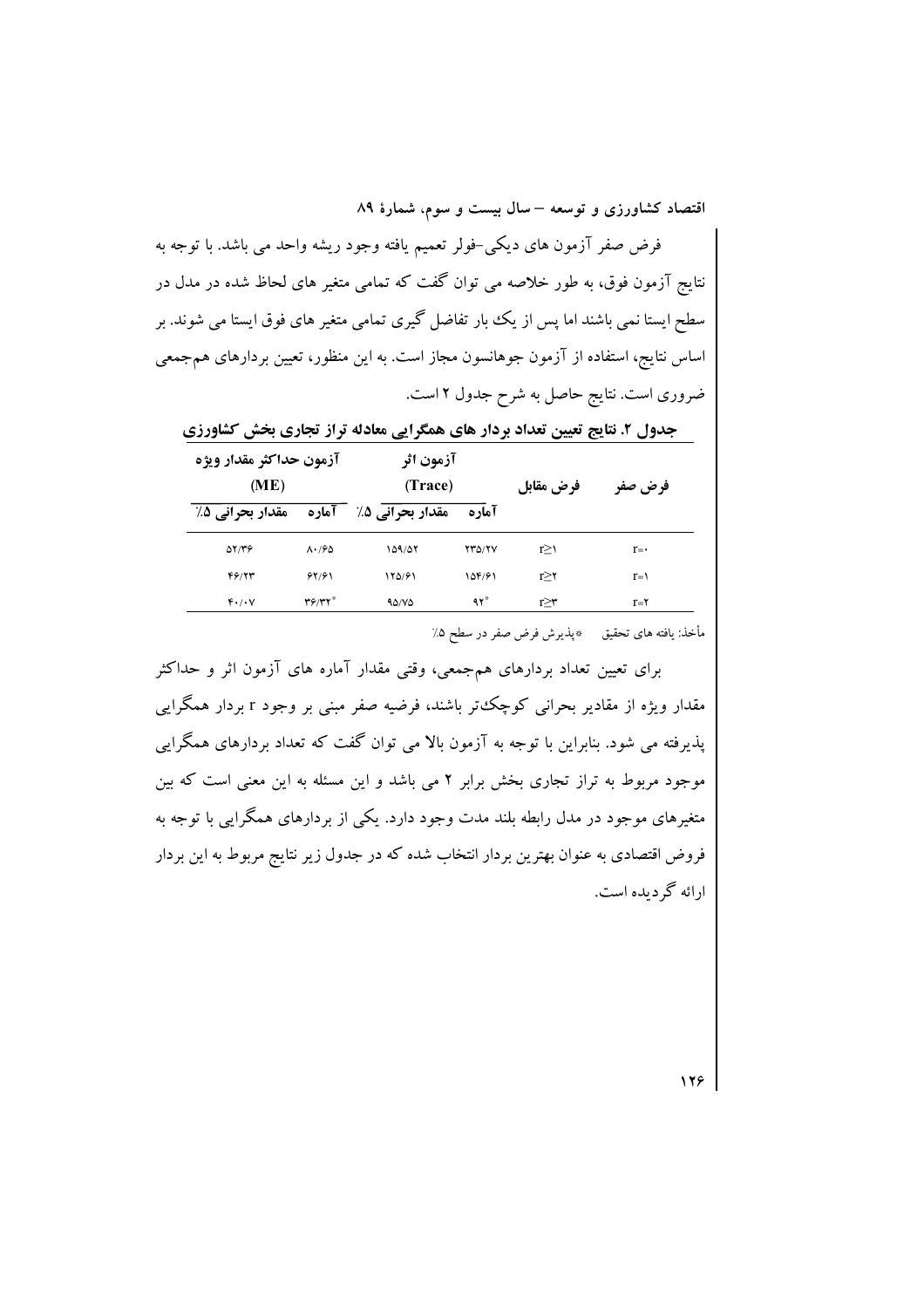فرض صفر آزمون های دیکی-فولر تعمیم یافته وجود ریشه واحد می باشد. با توجه به نتایج آزمون فوق، به طور خلاصه می توان گفت که تمامی متغیر های لحاظ شده در مدل در سطح ایستا نمی باشند اما پس از یک بار تفاضل گیری تمامی متغیر های فوق ایستا می شوند. بر اساس نتایج، استفاده از آزمون جوهانسون مجاز است. به این منظور، تعیین بردارهای هم‌جمعی ضروری است. نتایج حاصل به شرح جدول ۲ است.

**جدول ۲. نتایج تعیین تعداد بردار های همگرایی معادله تراز تجاری بخش کشاورزی**

| فرض صفر | فرض مقابل | آزمون اثر (Trace) | | آزمون حداکثر مقدار ویژه (ME) | |
|---|---|---|---|---|---|
| | | آماره | مقدار بحرانی ۵٪ | آماره | مقدار بحرانی ۵٪ |
| r=۰ | r≥۱ | ۲۳۵/۲۷ | ۱۵۹/۵۲ | ۸۰/۶۵ | ۵۲/۳۶ |
| r=۱ | r≥۲ | ۱۵۴/۶۱ | ۱۲۵/۶۱ | ۶۲/۶۱ | ۴۶/۲۳ |
| r=۲ | r≥۳ | ۹۲* | ۹۵/۷۵ | ۳۶/۳۲* | ۴۰/۰۷ |

مأخذ: یافته های تحقیق  *پذیرش فرض صفر در سطح ۵٪

برای تعیین تعداد بردارهای هم‌جمعی، وقتی مقدار آماره های آزمون اثر و حداکثر مقدار ویژه از مقادیر بحرانی کوچک‌تر باشند، فرضیه صفر مبنی بر وجود r بردار همگرایی پذیرفته می شود. بنابراین با توجه به آزمون بالا می توان گفت که تعداد بردارهای همگرایی موجود مربوط به تراز تجاری بخش برابر ۲ می باشد و این مسئله به این معنی است که بین متغیرهای موجود در مدل رابطه بلند مدت وجود دارد. یکی از بردارهای همگرایی با توجه به فروض اقتصادی به عنوان بهترین بردار انتخاب شده که در جدول زیر نتایج مربوط به این بردار ارائه گردیده است.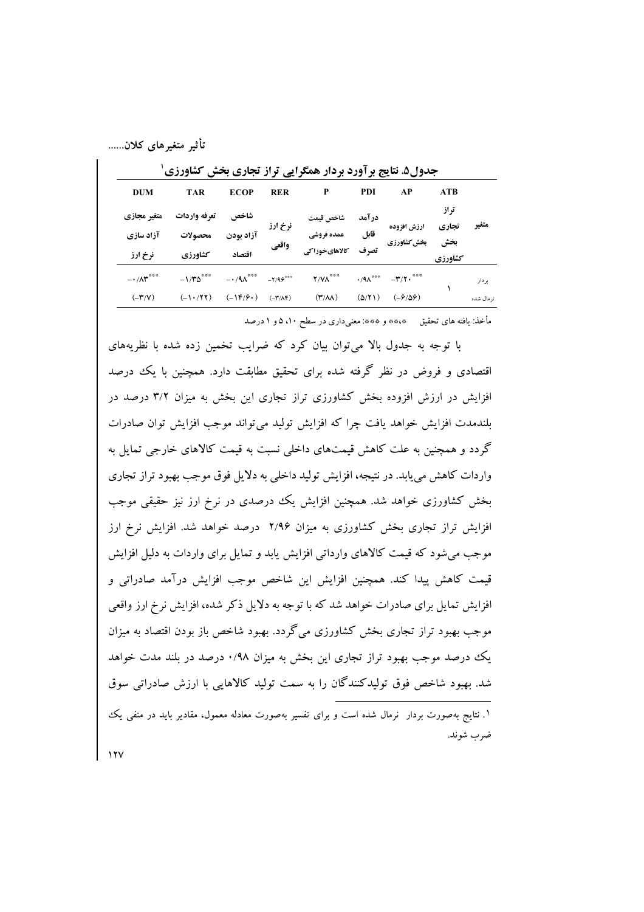جدول۵. نتایج برآورد بردار همگرایی تراز تجاری بخش کشاورزی[1]

| متغیر | ATB<br>تراز تجاری بخش کشاورزی | AP<br>ارزش افزوده بخش‌کشاورزی | PDI<br>درآمد قابل تصرف | P<br>شاخص قیمت عمده فروشی کالاهای‌خوراکی | RER<br>نرخ ارز واقعی | ECOP<br>شاخص آزاد بودن اقتصاد | TAR<br>تعرفه واردات محصولات کشاورزی | DUM<br>متغیر مجازی آزاد سازی نرخ ارز |
|---|---|---|---|---|---|---|---|---|
| بردار نرمال شده | ۱ | ***۳/۲۰-<br>(۶/۵۶-) | ***۰/۹۸<br>(۵/۲۱) | ***۲/۷۸<br>(۳/۸۸) | ***۲/۹۶-<br>(۳/۸۴-) | ***۰/۹۸-<br>(۱۴/۶۰-) | ***۱/۳۵-<br>(۱۰/۲۲-) | ***۰/۸۳-<br>(۳/۷-) |

مأخذ: یافته های تحقیق &nbsp;&nbsp; *،** و ***: معنی‌داری در سطح ۱۰، ۵ و ۱ درصد

با توجه به جدول بالا می‌توان بیان کرد که ضرایب تخمین زده شده با نظریه‌های اقتصادی و فروض در نظر گرفته شده برای تحقیق مطابقت دارد. همچنین با یک درصد افزایش در ارزش افزوده بخش کشاورزی تراز تجاری این بخش به میزان ۳/۲ درصد در بلندمدت افزایش خواهد یافت چرا که افزایش تولید می‌تواند موجب افزایش توان صادرات گردد و همچنین به علت کاهش قیمت‌های داخلی نسبت به قیمت کالاهای خارجی تمایل به واردات کاهش می‌یابد. در نتیجه، افزایش تولید داخلی به دلایل فوق موجب بهبود تراز تجاری بخش کشاورزی خواهد شد. همچنین افزایش یک درصدی در نرخ ارز حقیقی نیز موجب افزایش تراز تجاری بخش کشاورزی به میزان ۲/۹۶ درصد خواهد شد. افزایش نرخ ارز موجب می‌شود که قیمت کالاهای وارداتی افزایش یابد و تمایل برای واردات به دلیل افزایش قیمت کاهش پیدا کند. همچنین افزایش این شاخص موجب افزایش درآمد صادراتی و افزایش تمایل برای صادرات خواهد شد که با توجه به دلایل ذکر شده، افزایش نرخ ارز واقعی موجب بهبود تراز تجاری بخش کشاورزی می‌گردد. بهبود شاخص باز بودن اقتصاد به میزان یک درصد موجب بهبود تراز تجاری این بخش به میزان ۰/۹۸ درصد در بلند مدت خواهد شد. بهبود شاخص فوق تولیدکنندگان را به سمت تولید کالاهایی با ارزش صادراتی سوق

[1]. نتایج به‌صورت بردار نرمال شده است و برای تفسیر به‌صورت معادله معمول، مقادیر باید در منفی یک ضرب شوند.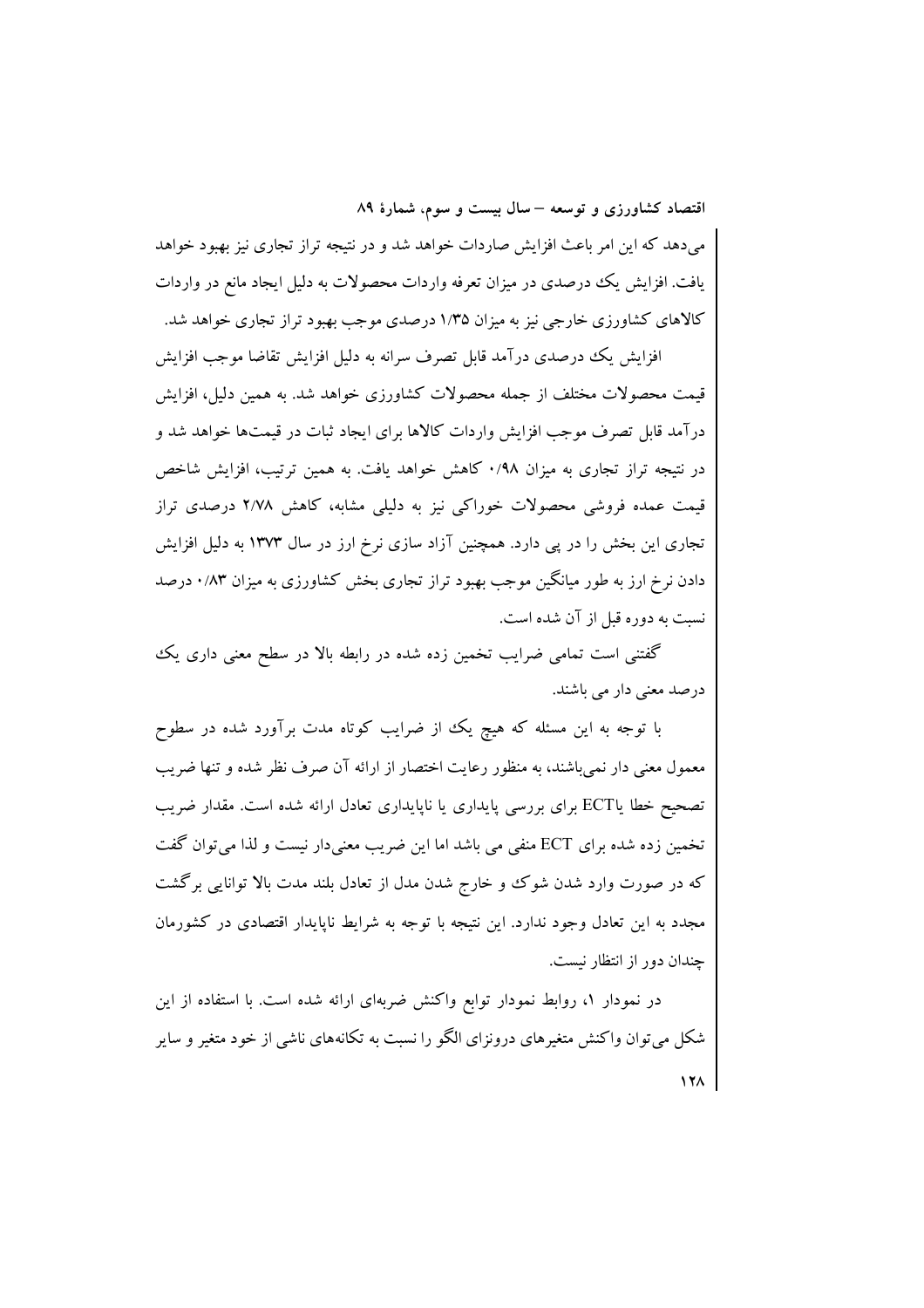می‌دهد که این امر باعث افزایش صادرات خواهد شد و در نتیجه تراز تجاری نیز بهبود خواهد یافت. افزایش یک درصدی در میزان تعرفه واردات محصولات به دلیل ایجاد مانع در واردات کالاهای کشاورزی خارجی نیز به میزان ۱/۳۵ درصدی موجب بهبود تراز تجاری خواهد شد.

افزایش یک درصدی درآمد قابل تصرف سرانه به دلیل افزایش تقاضا موجب افزایش قیمت محصولات مختلف از جمله محصولات کشاورزی خواهد شد. به همین دلیل، افزایش درآمد قابل تصرف موجب افزایش واردات کالاها برای ایجاد ثبات در قیمت‌ها خواهد شد و در نتیجه تراز تجاری به میزان ۰/۹۸ کاهش خواهد یافت. به همین ترتیب، افزایش شاخص قیمت عمده فروشی محصولات خوراکی نیز به دلیلی مشابه، کاهش ۲/۷۸ درصدی تراز تجاری این بخش را در پی دارد. همچنین آزاد سازی نرخ ارز در سال ۱۳۷۳ به دلیل افزایش دادن نرخ ارز به طور میانگین موجب بهبود تراز تجاری بخش کشاورزی به میزان ۰/۸۳ درصد نسبت به دوره قبل از آن شده است.

گفتنی است تمامی ضرایب تخمین زده شده در رابطه بالا در سطح معنی داری یک درصد معنی دار می باشند.

با توجه به این مسئله که هیچ یک از ضرایب کوتاه مدت برآورد شده در سطوح معمول معنی دار نمی‌باشند، به منظور رعایت اختصار از ارائه آن صرف نظر شده و تنها ضریب تصحیح خطا یاECT برای بررسی پایداری یا ناپایداری تعادل ارائه شده است. مقدار ضریب تخمین زده شده برای ECT منفی می باشد اما این ضریب معنی‌دار نیست و لذا می‌توان گفت که در صورت وارد شدن شوک و خارج شدن مدل از تعادل بلند مدت بالا توانایی برگشت مجدد به این تعادل وجود ندارد. این نتیجه با توجه به شرایط ناپایدار اقتصادی در کشورمان چندان دور از انتظار نیست.

در نمودار ۱، روابط نمودار توابع واکنش ضربه‌ای ارائه شده است. با استفاده از این شکل می‌توان واکنش متغیرهای درونزای الگو را نسبت به تکانه‌های ناشی از خود متغیر و سایر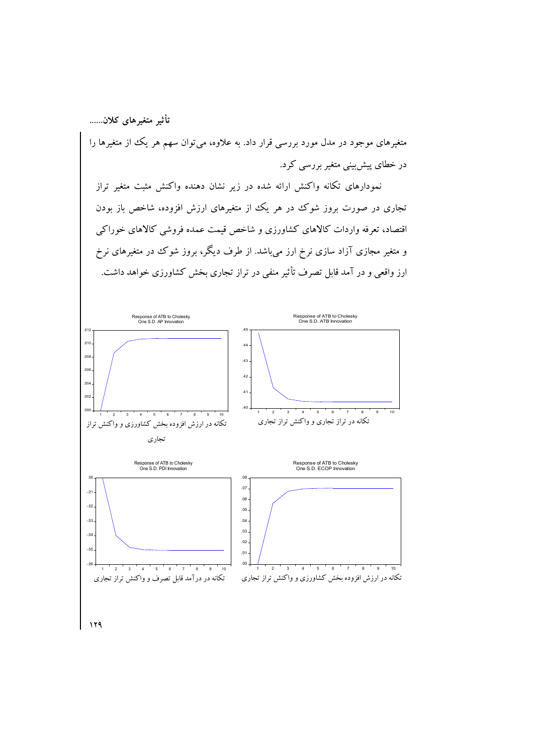متغیرهای موجود در مدل مورد بررسی قرار داد. به علاوه، می‌توان سهم هر یک از متغیرها را در خطای پیش‌بینی متغیر بررسی کرد.

نمودارهای تکانه واکنش ارائه شده در زیر نشان دهنده واکنش مثبت متغیر تراز تجاری در صورت بروز شوک در هر یک از متغیرهای ارزش افزوده، شاخص باز بودن اقتصاد، تعرفه واردات کالاهای کشاورزی و شاخص قیمت عمده فروشی کالاهای خوراکی و متغیر مجازی آزاد سازی نرخ ارز می‌باشد. از طرف دیگر، بروز شوک در متغیرهای نرخ ارز واقعی و در آمد قابل تصرف تأثیر منفی در تراز تجاری بخش کشاورزی خواهد داشت.

Response of ATB to Cholesky One S.D. AP Innovation

تکانه در ارزش افزوده بخش کشاورزی و واکنش تراز تجاری

Response of ATB to Cholesky One S.D. ATB Innovation

تکانه در تراز تجاری و واکنش تراز تجاری

Response of ATB to Cholesky One S.D. PDI Innovation

تکانه در درآمد قابل تصرف و واکنش تراز تجاری

Response of ATB to Cholesky One S.D. ECOP Innovation

تکانه در ارزش افزوده بخش کشاورزی و واکنش تراز تجاری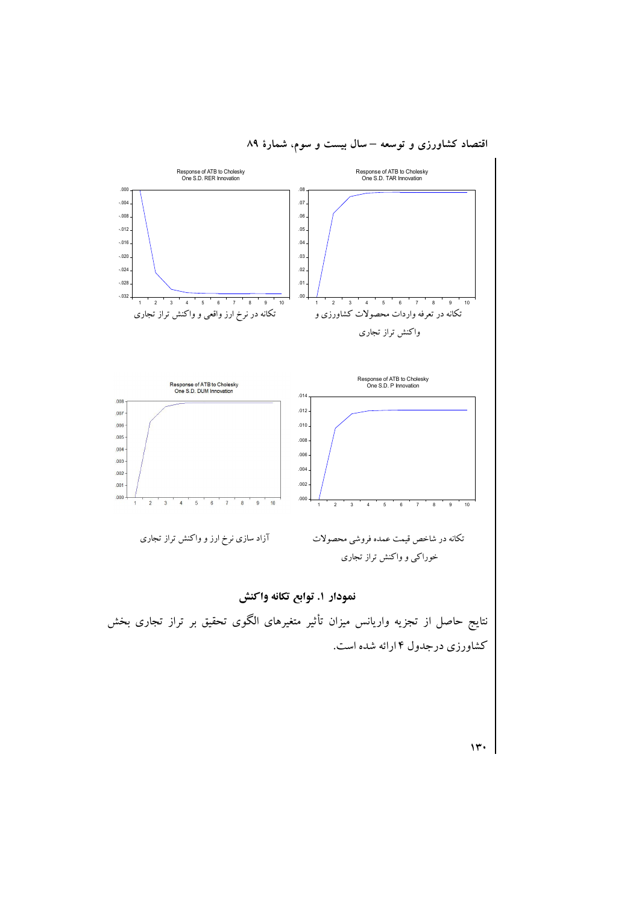Response of ATB to Cholesky One S.D. RER Innovation

تکانه در نرخ ارز واقعی و واکنش تراز تجاری

Response of ATB to Cholesky One S.D. TAR Innovation

تکانه در تعرفه واردات محصولات کشاورزی و واکنش تراز تجاری

Response of ATB to Cholesky One S.D. DUM Innovation

آزاد سازی نرخ ارز و واکنش تراز تجاری

Response of ATB to Cholesky One S.D. P Innovation

تکانه در شاخص قیمت عمده فروشی محصولات خوراکی و واکنش تراز تجاری

**نمودار ۱. توابع تکانه واکنش**

نتایج حاصل از تجزیه واریانس میزان تأثیر متغیرهای الگوی تحقیق بر تراز تجاری بخش کشاورزی درجدول ۴ ارائه شده است.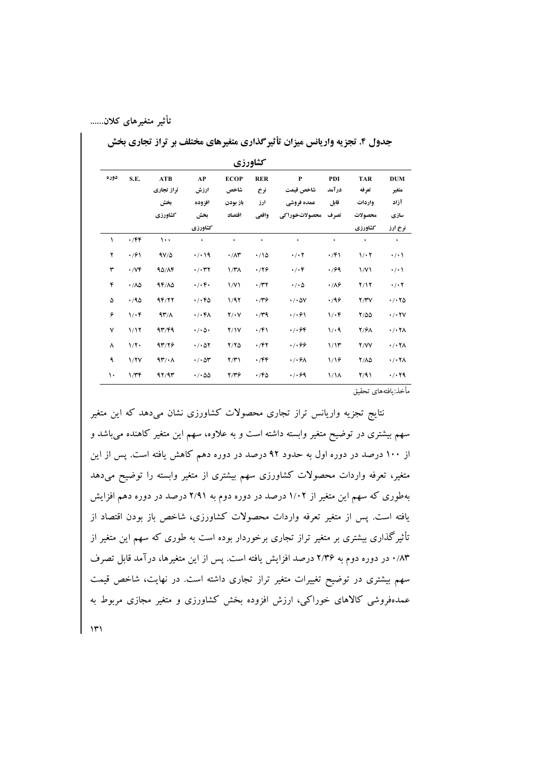**جدول ۴. تجزیه واریانس میزان تأثیرگذاری متغیرهای مختلف بر تراز تجاری بخش کشاورزی**

| دوره | S.E. | ATB تراز تجاری بخش کشاورزی | AP ارزش افزوده بخش کشاورزی | ECOP شاخص باز بودن اقتصاد | RER نرخ ارز واقعی | P شاخص قیمت عمده فروشی محصولات‌خوراکی | PDI درآمد قابل تصرف | TAR تعرفه واردات محصولات کشاورزی | DUM متغیر آزاد سازی نرخ ارز |
|---|---|---|---|---|---|---|---|---|---|
| ۱ | ۰/۴۴ | ۱۰۰ | ۰ | ۰ | ۰ | ۰ | ۰ | ۰ | ۰ |
| ۲ | ۰/۶۱ | ۹۷/۵ | ۰/۰۱۹ | ۰/۸۳ | ۰/۱۵ | ۰/۰۲ | ۰/۴۱ | ۱/۰۲ | ۰/۰۱ |
| ۳ | ۰/۷۴ | ۹۵/۸۴ | ۰/۰۳۲ | ۱/۳۸ | ۰/۲۶ | ۰/۰۴ | ۰/۶۹ | ۱/۷۱ | ۰/۰۱ |
| ۴ | ۰/۸۵ | ۹۴/۸۵ | ۰/۰۴۰ | ۱/۷۱ | ۰/۳۲ | ۰/۰۵ | ۰/۸۶ | ۲/۱۲ | ۰/۰۲ |
| ۵ | ۰/۹۵ | ۹۴/۲۲ | ۰/۰۴۵ | ۱/۹۲ | ۰/۳۶ | ۰/۰۵۷ | ۰/۹۶ | ۲/۳۷ | ۰/۰۲۵ |
| ۶ | ۱/۰۴ | ۹۳/۸ | ۰/۰۴۸ | ۲/۰۷ | ۰/۳۹ | ۰/۰۶۱ | ۱/۰۴ | ۲/۵۵ | ۰/۰۲۷ |
| ۷ | ۱/۱۲ | ۹۳/۴۹ | ۰/۰۵۰ | ۲/۱۷ | ۰/۴۱ | ۰/۰۶۴ | ۱/۰۹ | ۲/۶۸ | ۰/۰۲۸ |
| ۸ | ۱/۲۰ | ۹۳/۲۶ | ۰/۰۵۲ | ۲/۲۵ | ۰/۴۲ | ۰/۰۶۶ | ۱/۱۳ | ۲/۷۷ | ۰/۰۲۸ |
| ۹ | ۱/۲۷ | ۹۳/۰۸ | ۰/۰۵۳ | ۲/۳۱ | ۰/۴۴ | ۰/۰۶۸ | ۱/۱۶ | ۲/۸۵ | ۰/۰۲۸ |
| ۱۰ | ۱/۳۴ | ۹۲/۹۳ | ۰/۰۵۵ | ۲/۳۶ | ۰/۴۵ | ۰/۰۶۹ | ۱/۱۸ | ۲/۹۱ | ۰/۰۲۹ |

مأخذ: یافته‌های تحقیق

نتایج تجزیه واریانس تراز تجاری محصولات کشاورزی نشان می‌دهد که این متغیر سهم بیشتری در توضیح متغیر وابسته داشته است و به علاوه، سهم این متغیر کاهنده می‌باشد و از ۱۰۰ درصد در دوره اول به حدود ۹۲ درصد در دوره دهم کاهش یافته است. پس از این متغیر، تعرفه واردات محصولات کشاورزی سهم بیشتری از متغیر وابسته را توضیح می‌دهد به‌طوری که سهم این متغیر از ۱/۰۲ درصد در دوره دوم به ۲/۹۱ درصد در دوره دهم افزایش یافته است. پس از متغیر تعرفه واردات محصولات کشاورزی، شاخص باز بودن اقتصاد از تأثیرگذاری بیشتری بر متغیر تراز تجاری برخوردار بوده است به طوری که سهم این متغیر از ۰/۸۳ در دوره دوم به ۲/۳۶ درصد افزایش یافته است. پس از این متغیرها، درآمد قابل تصرف سهم بیشتری در توضیح تغییرات متغیر تراز تجاری داشته است. در نهایت، شاخص قیمت عمده‌فروشی کالاهای خوراکی، ارزش افزوده بخش کشاورزی و متغیر مجازی مربوط به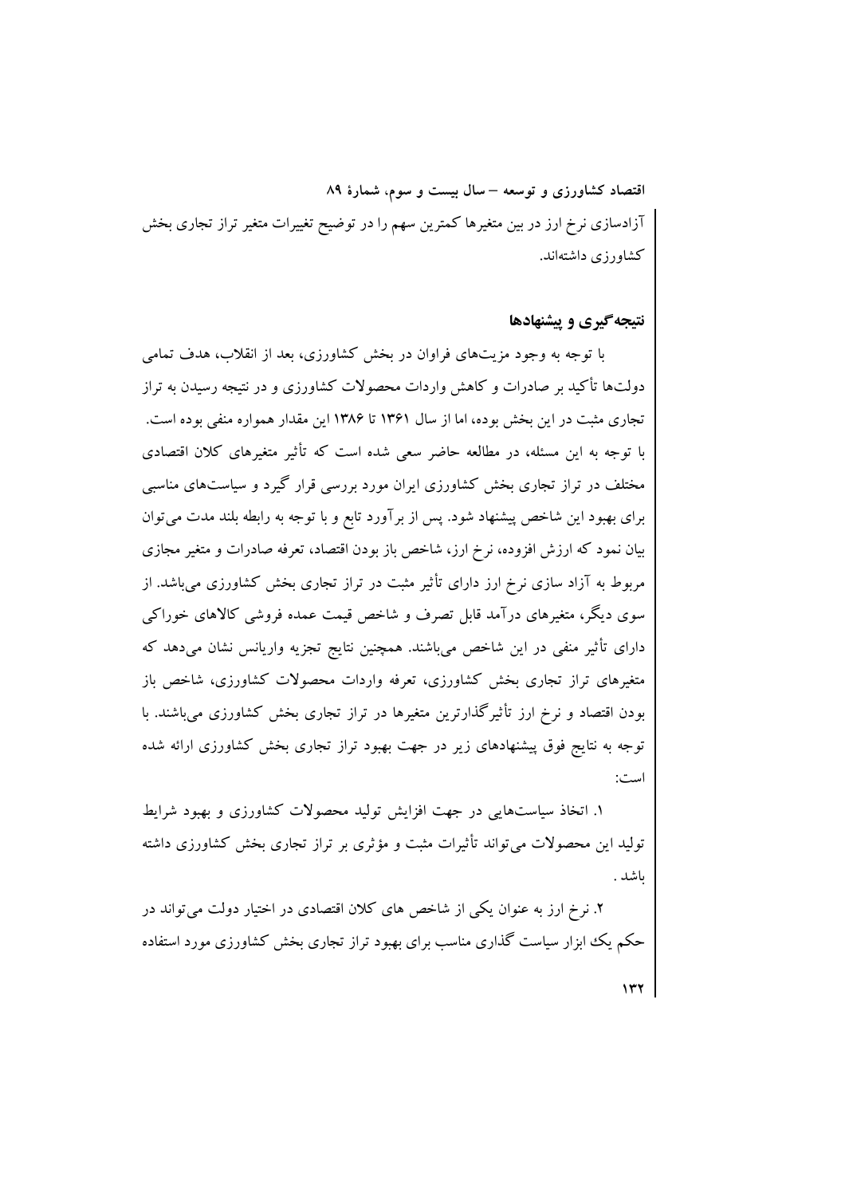آزادسازی نرخ ارز در بین متغیرها کمترین سهم را در توضیح تغییرات متغیر تراز تجاری بخش کشاورزی داشته‌اند.

## نتیجه‌گیری و پیشنهادها

با توجه به وجود مزیت‌های فراوان در بخش کشاورزی، بعد از انقلاب، هدف تمامی دولت‌ها تأکید بر صادرات و کاهش واردات محصولات کشاورزی و در نتیجه رسیدن به تراز تجاری مثبت در این بخش بوده، اما از سال ۱۳۶۱ تا ۱۳۸۶ این مقدار همواره منفی بوده است. با توجه به این مسئله، در مطالعه حاضر سعی شده است که تأثیر متغیرهای کلان اقتصادی مختلف در تراز تجاری بخش کشاورزی ایران مورد بررسی قرار گیرد و سیاست‌های مناسبی برای بهبود این شاخص پیشنهاد شود. پس از برآورد تابع و با توجه به رابطه بلند مدت می‌توان بیان نمود که ارزش افزوده، نرخ ارز، شاخص باز بودن اقتصاد، تعرفه صادرات و متغیر مجازی مربوط به آزاد سازی نرخ ارز دارای تأثیر مثبت در تراز تجاری بخش کشاورزی می‌باشد. از سوی دیگر، متغیرهای درآمد قابل تصرف و شاخص قیمت عمده فروشی کالاهای خوراکی دارای تأثیر منفی در این شاخص می‌باشند. همچنین نتایج تجزیه واریانس نشان می‌دهد که متغیرهای تراز تجاری بخش کشاورزی، تعرفه واردات محصولات کشاورزی، شاخص باز بودن اقتصاد و نرخ ارز تأثیرگذارترین متغیرها در تراز تجاری بخش کشاورزی می‌باشند. با توجه به نتایج فوق پیشنهادهای زیر در جهت بهبود تراز تجاری بخش کشاورزی ارائه شده است:

۱. اتخاذ سیاست‌هایی در جهت افزایش تولید محصولات کشاورزی و بهبود شرایط تولید این محصولات می‌تواند تأثیرات مثبت و مؤثری بر تراز تجاری بخش کشاورزی داشته باشد .

۲. نرخ ارز به عنوان یکی از شاخص های کلان اقتصادی در اختیار دولت می‌تواند در حکم یک ابزار سیاست گذاری مناسب برای بهبود تراز تجاری بخش کشاورزی مورد استفاده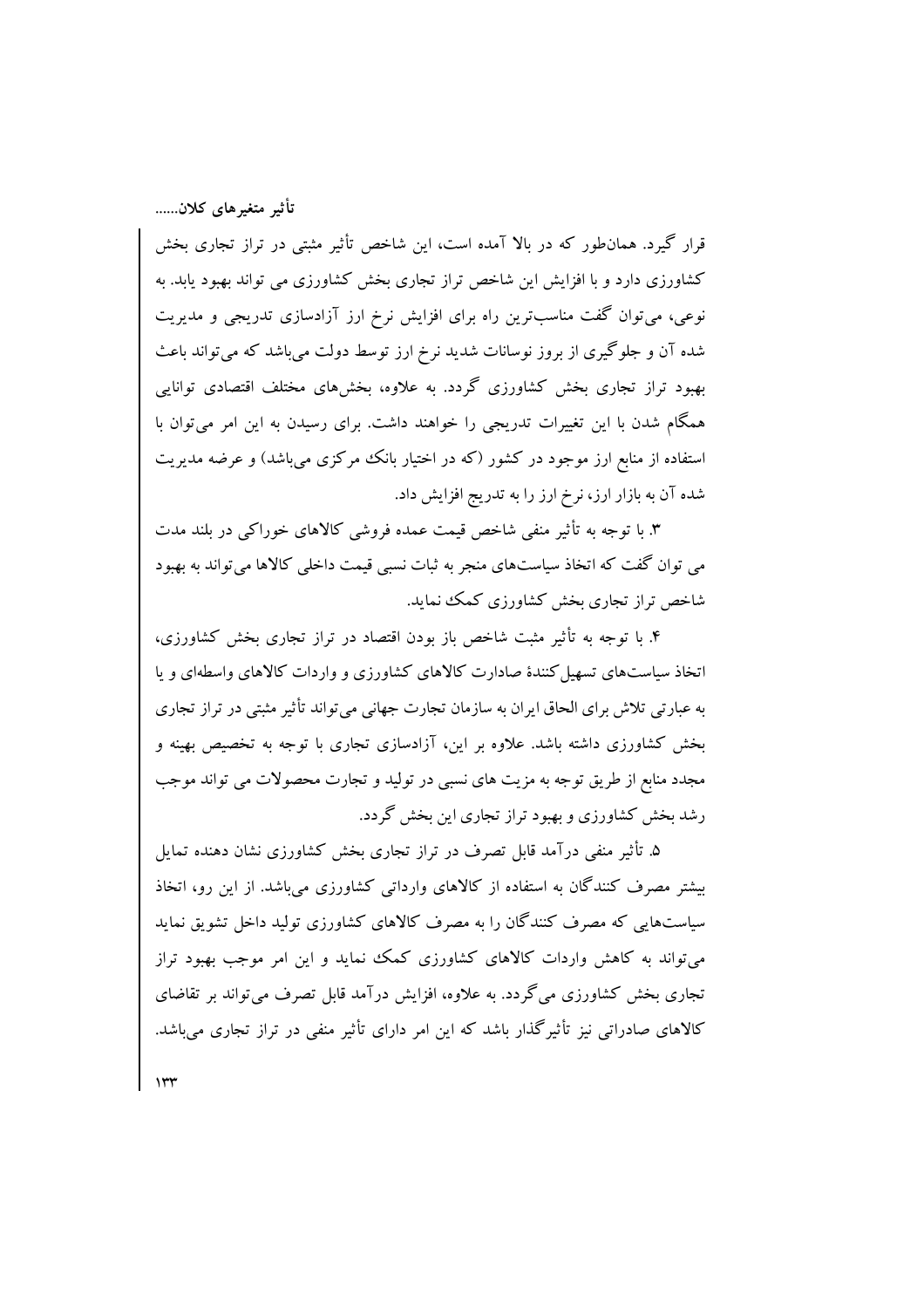قرار گیرد. همان‌طور که در بالا آمده است، این شاخص تأثیر مثبتی در تراز تجاری بخش کشاورزی دارد و با افزایش این شاخص تراز تجاری بخش کشاورزی می تواند بهبود یابد. به نوعی، می‌توان گفت مناسب‌ترین راه برای افزایش نرخ ارز آزادسازی تدریجی و مدیریت شده آن و جلوگیری از بروز نوسانات شدید نرخ ارز توسط دولت می‌باشد که می‌تواند باعث بهبود تراز تجاری بخش کشاورزی گردد. به علاوه، بخش‌های مختلف اقتصادی توانایی همگام شدن با این تغییرات تدریجی را خواهند داشت. برای رسیدن به این امر می‌توان با استفاده از منابع ارز موجود در کشور (که در اختیار بانک مرکزی می‌باشد) و عرضه مدیریت شده آن به بازار ارز، نرخ ارز را به تدریج افزایش داد.

۳. با توجه به تأثیر منفی شاخص قیمت عمده فروشی کالاهای خوراکی در بلند مدت می توان گفت که اتخاذ سیاست‌های منجر به ثبات نسبی قیمت داخلی کالاها می‌تواند به بهبود شاخص تراز تجاری بخش کشاورزی کمک نماید.

۴. با توجه به تأثیر مثبت شاخص باز بودن اقتصاد در تراز تجاری بخش کشاورزی، اتخاذ سیاست‌های تسهیل کنندهٔ صادارت کالاهای کشاورزی و واردات کالاهای واسطه‌ای و یا به عبارتی تلاش برای الحاق ایران به سازمان تجارت جهانی می‌تواند تأثیر مثبتی در تراز تجاری بخش کشاورزی داشته باشد. علاوه بر این، آزادسازی تجاری با توجه به تخصیص بهینه و مجدد منابع از طریق توجه به مزیت های نسبی در تولید و تجارت محصولات می تواند موجب رشد بخش کشاورزی و بهبود تراز تجاری این بخش گردد.

۵. تأثیر منفی درآمد قابل تصرف در تراز تجاری بخش کشاورزی نشان دهنده تمایل بیشتر مصرف کنندگان به استفاده از کالاهای وارداتی کشاورزی می‌باشد. از این رو، اتخاذ سیاست‌هایی که مصرف کنندگان را به مصرف کالاهای کشاورزی تولید داخل تشویق نماید می‌تواند به کاهش واردات کالاهای کشاورزی کمک نماید و این امر موجب بهبود تراز تجاری بخش کشاورزی می‌گردد. به علاوه، افزایش درآمد قابل تصرف می‌تواند بر تقاضای کالاهای صادراتی نیز تأثیرگذار باشد که این امر دارای تأثیر منفی در تراز تجاری می‌باشد.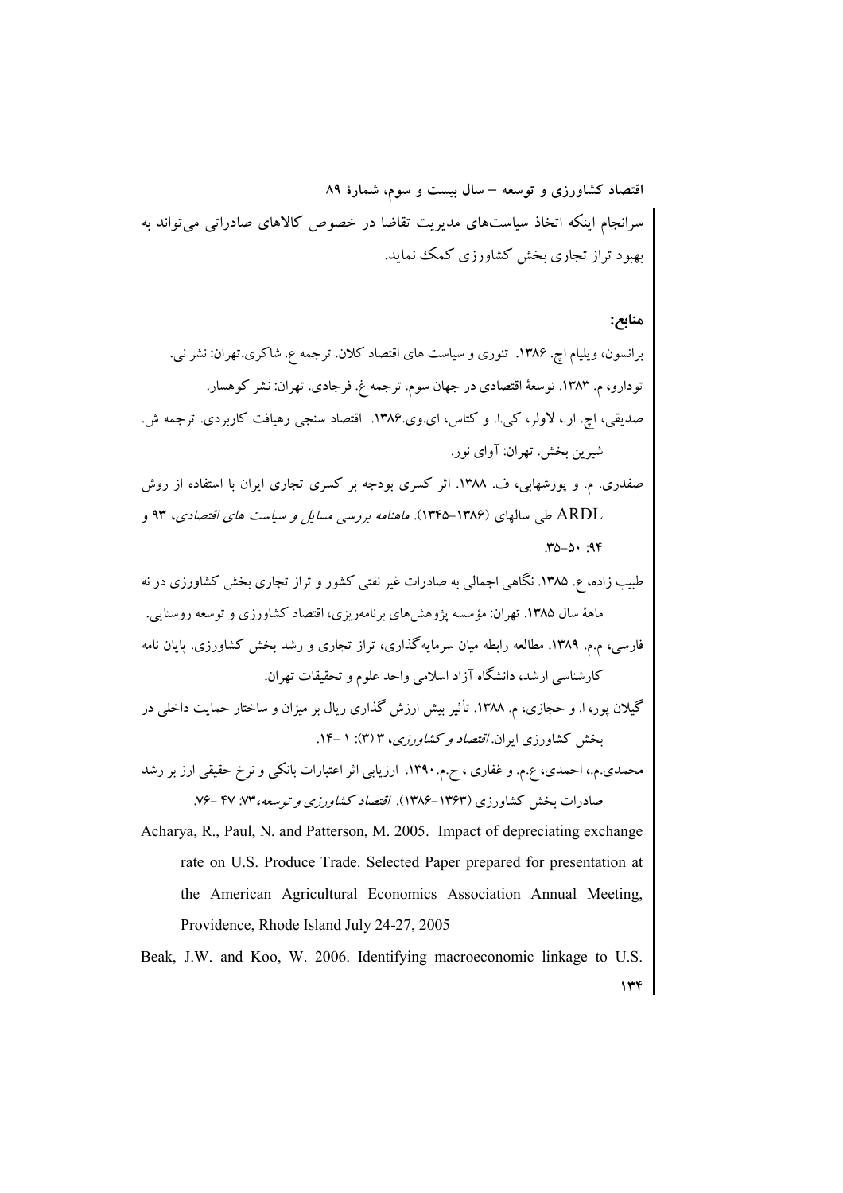سرانجام اینکه اتخاذ سیاست‌های مدیریت تقاضا در خصوص کالاهای صادراتی می‌تواند به بهبود تراز تجاری بخش کشاورزی کمک نماید.

## منابع:

برانسون، ویلیام اچ. ۱۳۸۶. تئوری و سیاست های اقتصاد کلان. ترجمه ع. شاکری.تهران: نشر نی.

تودارو، م. ۱۳۸۳. توسعهٔ اقتصادی در جهان سوم. ترجمه غ. فرجادی. تهران: نشر کوهسار.

صدیقی، اچ. ار.، لاولر، کی.ا. و کتاس، ای.وی.۱۳۸۶. اقتصاد سنجی رهیافت کاربردی. ترجمه ش. شیرین بخش. تهران: آوای نور.

صفدری. م. و پورشهابی، ف. ۱۳۸۸. اثر کسری بودجه بر کسری تجاری ایران با استفاده از روش ARDL طی سالهای (۱۳۸۶-۱۳۴۵). *ماهنامه بررسی مسایل و سیاست های اقتصادی*، ۹۳ و ۹۴: ۵۰-۳۵.

طبیب زاده، ع. ۱۳۸۵. نگاهی اجمالی به صادرات غیر نفتی کشور و تراز تجاری بخش کشاورزی در نه ماههٔ سال ۱۳۸۵. تهران: مؤسسه پژوهش‌های برنامه‌ریزی، اقتصاد کشاورزی و توسعه روستایی.

فارسی، م.م. ۱۳۸۹. مطالعه رابطه میان سرمایه‌گذاری، تراز تجاری و رشد بخش کشاورزی. پایان نامه کارشناسی ارشد، دانشگاه آزاد اسلامی واحد علوم و تحقیقات تهران.

گیلان پور، ا. و حجازی، م. ۱۳۸۸. تأثیر بیش ارزش گذاری ریال بر میزان و ساختار حمایت داخلی در بخش کشاورزی ایران. *اقتصاد و کشاورزی*، ۳ (۳): ۱ -۱۴.

محمدی.م.، احمدی، ع.م. و غفاری ، ح.م.۱۳۹۰. ارزیابی اثر اعتبارات بانکی و نرخ حقیقی ارز بر رشد صادرات بخش کشاورزی (۱۳۶۳-۱۳۸۶). *اقتصاد کشاورزی و توسعه*، ۷۳: ۴۷ -۷۶.

Acharya, R., Paul, N. and Patterson, M. 2005. Impact of depreciating exchange rate on U.S. Produce Trade. Selected Paper prepared for presentation at the American Agricultural Economics Association Annual Meeting, Providence, Rhode Island July 24-27, 2005

Beak, J.W. and Koo, W. 2006. Identifying macroeconomic linkage to U.S.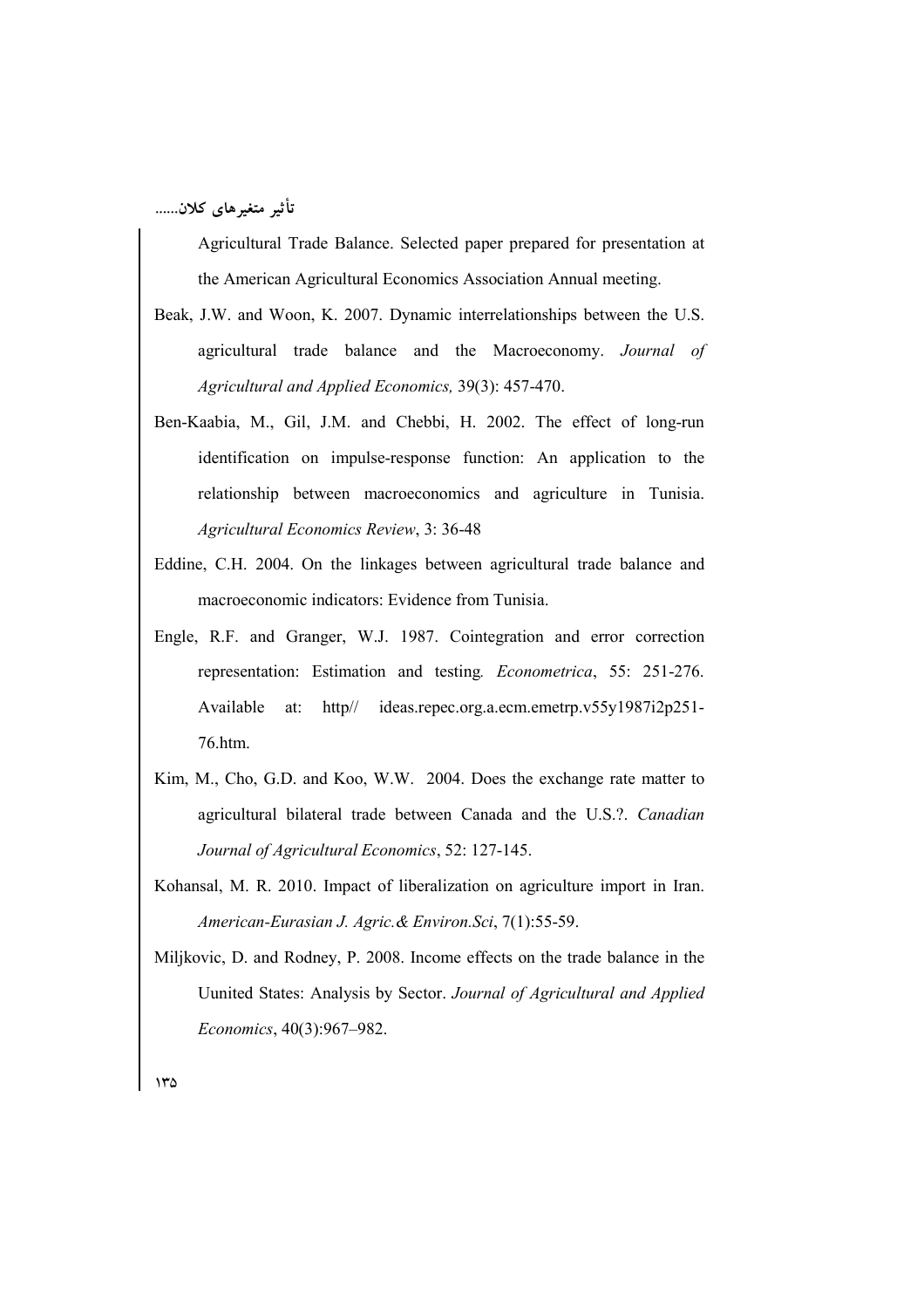Agricultural Trade Balance. Selected paper prepared for presentation at the American Agricultural Economics Association Annual meeting.

Beak, J.W. and Woon, K. 2007. Dynamic interrelationships between the U.S. agricultural trade balance and the Macroeconomy. *Journal of Agricultural and Applied Economics,* 39(3): 457-470.

Ben-Kaabia, M., Gil, J.M. and Chebbi, H. 2002. The effect of long-run identification on impulse-response function: An application to the relationship between macroeconomics and agriculture in Tunisia. *Agricultural Economics Review*, 3: 36-48

Eddine, C.H. 2004. On the linkages between agricultural trade balance and macroeconomic indicators: Evidence from Tunisia.

Engle, R.F. and Granger, W.J. 1987. Cointegration and error correction representation: Estimation and testing*. Econometrica*, 55: 251-276. Available at: http// ideas.repec.org.a.ecm.emetrp.v55y1987i2p251-76.htm.

Kim, M., Cho, G.D. and Koo, W.W. 2004. Does the exchange rate matter to agricultural bilateral trade between Canada and the U.S.?. *Canadian Journal of Agricultural Economics*, 52: 127-145.

Kohansal, M. R. 2010. Impact of liberalization on agriculture import in Iran. *American-Eurasian J. Agric.& Environ.Sci*, 7(1):55-59.

Miljkovic, D. and Rodney, P. 2008. Income effects on the trade balance in the Uunited States: Analysis by Sector. *Journal of Agricultural and Applied Economics*, 40(3):967–982.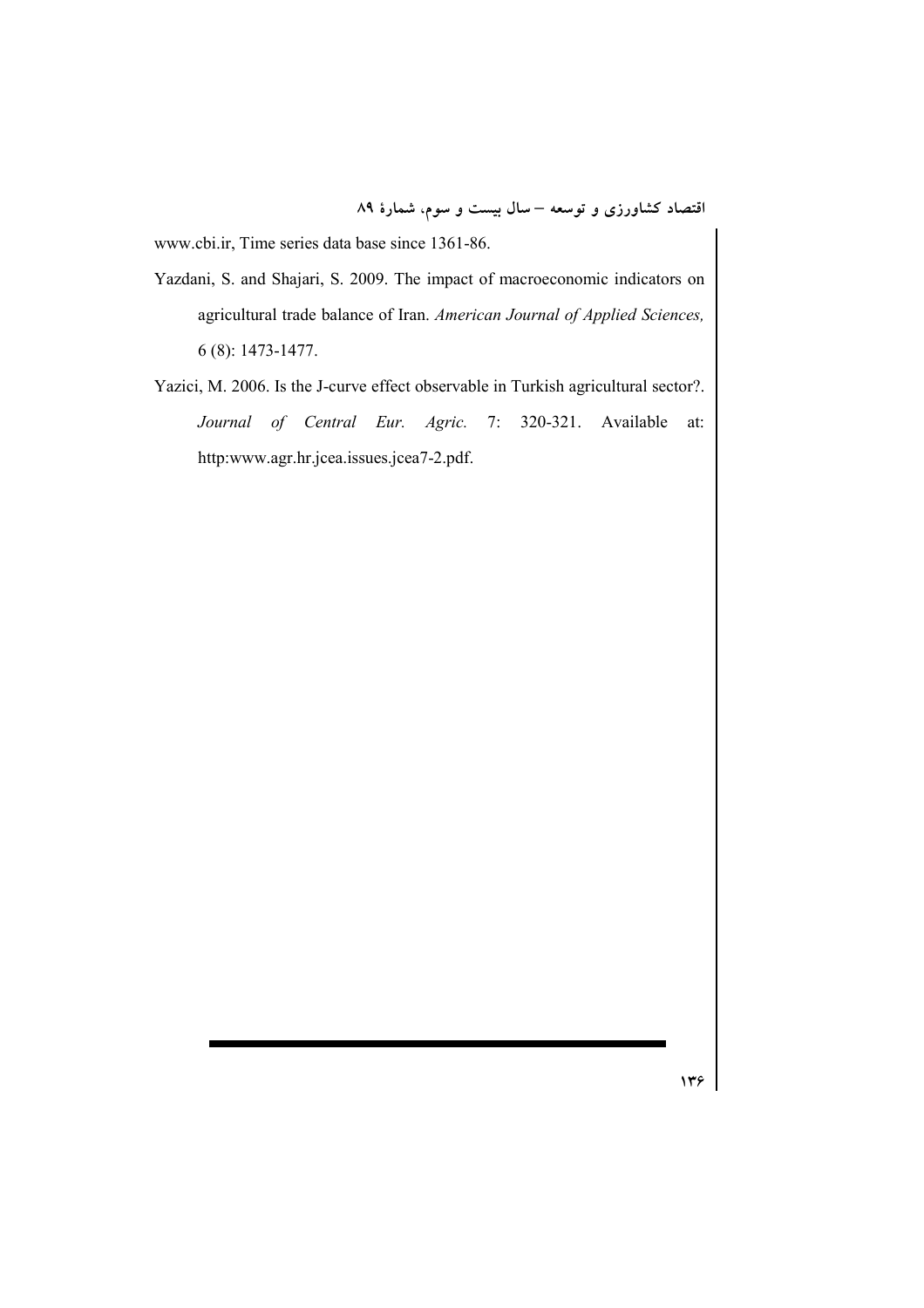www.cbi.ir, Time series data base since 1361-86.

Yazdani, S. and Shajari, S. 2009. The impact of macroeconomic indicators on agricultural trade balance of Iran. *American Journal of Applied Sciences,* 6 (8): 1473-1477.

Yazici, M. 2006. Is the J-curve effect observable in Turkish agricultural sector?. *Journal of Central Eur. Agric.* 7: 320-321. Available at: http:www.agr.hr.jcea.issues.jcea7-2.pdf.